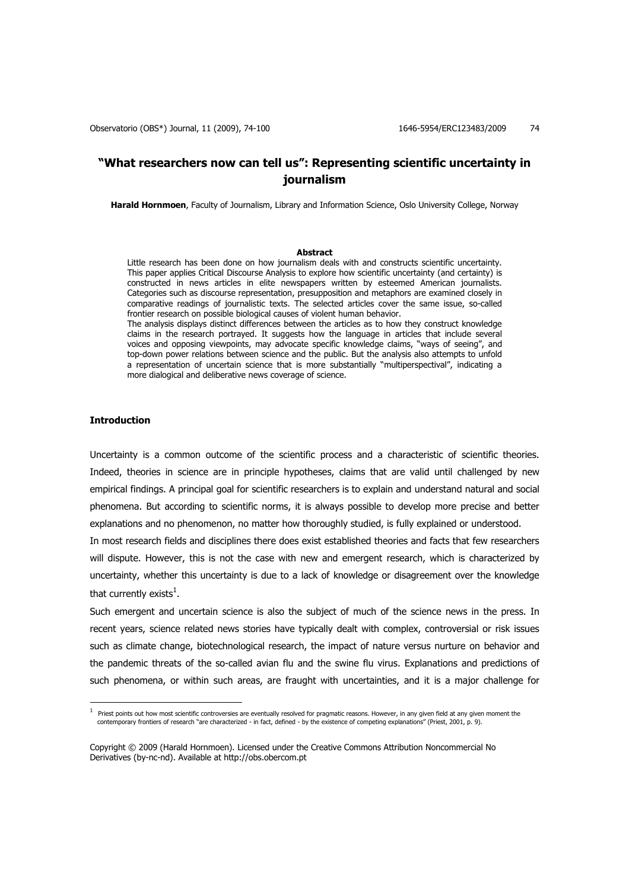# "What researchers now can tell us": Representing scientific uncertainty in journalism

**Harald Hornmoen**, Faculty of Journalism, Library and Information Science, Oslo University College, Norway

**Abstract**

Little research has been done on how journalism deals with and constructs scientific uncertainty. This paper applies Critical Discourse Analysis to explore how scientific uncertainty (and certainty) is constructed in news articles in elite newspapers written by esteemed American journalists. Categories such as discourse representation, presupposition and metaphors are examined closely in comparative readings of journalistic texts. The selected articles cover the same issue, so-called frontier research on possible biological causes of violent human behavior.

The analysis displays distinct differences between the articles as to how they construct knowledge claims in the research portrayed. It suggests how the language in articles that include several voices and opposing viewpoints, may advocate specific knowledge claims, "ways of seeing", and top-down power relations between science and the public. But the analysis also attempts to unfold a representation of uncertain science that is more substantially "multiperspectival", indicating a more dialogical and deliberative news coverage of science.

## Introduction

Uncertainty is a common outcome of the scientific process and a characteristic of scientific theories. Indeed, theories in science are in principle hypotheses, claims that are valid until challenged by new empirical findings. A principal goal for scientific researchers is to explain and understand natural and social phenomena. But according to scientific norms, it is always possible to develop more precise and better explanations and no phenomenon, no matter how thoroughly studied, is fully explained or understood.

In most research fields and disciplines there does exist established theories and facts that few researchers will dispute. However, this is not the case with new and emergent research, which is characterized by uncertainty, whether this uncertainty is due to a lack of knowledge or disagreement over the knowledge that currently exists[1].

Such emergent and uncertain science is also the subject of much of the science news in the press. In recent years, science related news stories have typically dealt with complex, controversial or risk issues such as climate change, biotechnological research, the impact of nature versus nurture on behavior and the pandemic threats of the so-called avian flu and the swine flu virus. Explanations and predictions of such phenomena, or within such areas, are fraught with uncertainties, and it is a major challenge for

[1] Priest points out how most scientific controversies are eventually resolved for pragmatic reasons. However, in any given field at any given moment the contemporary frontiers of research "are characterized - in fact, defined - by the existence of competing explanations" (Priest, 2001, p. 9).

Copyright © 2009 (Harald Hornmoen). Licensed under the Creative Commons Attribution Noncommercial No Derivatives (by-nc-nd). Available at http://obs.obercom.pt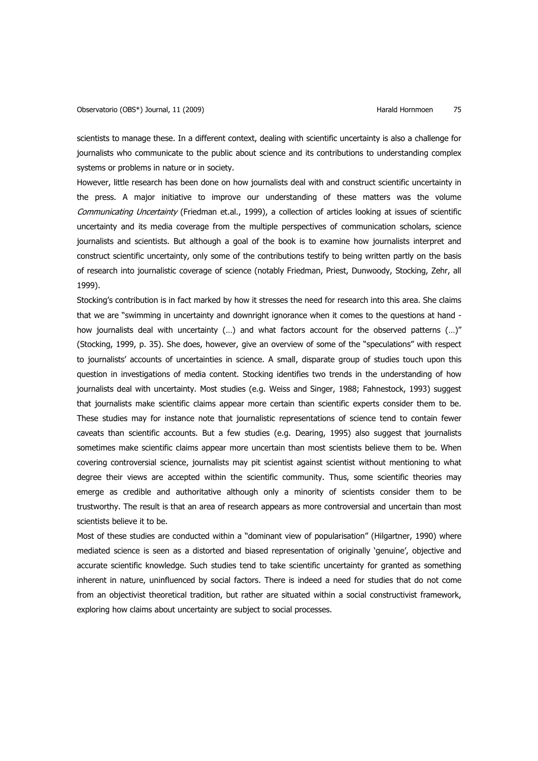scientists to manage these. In a different context, dealing with scientific uncertainty is also a challenge for journalists who communicate to the public about science and its contributions to understanding complex systems or problems in nature or in society.

However, little research has been done on how journalists deal with and construct scientific uncertainty in the press. A major initiative to improve our understanding of these matters was the volume *Communicating Uncertainty* (Friedman et.al., 1999), a collection of articles looking at issues of scientific uncertainty and its media coverage from the multiple perspectives of communication scholars, science journalists and scientists. But although a goal of the book is to examine how journalists interpret and construct scientific uncertainty, only some of the contributions testify to being written partly on the basis of research into journalistic coverage of science (notably Friedman, Priest, Dunwoody, Stocking, Zehr, all 1999).

Stocking's contribution is in fact marked by how it stresses the need for research into this area. She claims that we are "swimming in uncertainty and downright ignorance when it comes to the questions at hand - how journalists deal with uncertainty (…) and what factors account for the observed patterns (…)" (Stocking, 1999, p. 35). She does, however, give an overview of some of the "speculations" with respect to journalists' accounts of uncertainties in science. A small, disparate group of studies touch upon this question in investigations of media content. Stocking identifies two trends in the understanding of how journalists deal with uncertainty. Most studies (e.g. Weiss and Singer, 1988; Fahnestock, 1993) suggest that journalists make scientific claims appear more certain than scientific experts consider them to be. These studies may for instance note that journalistic representations of science tend to contain fewer caveats than scientific accounts. But a few studies (e.g. Dearing, 1995) also suggest that journalists sometimes make scientific claims appear more uncertain than most scientists believe them to be. When covering controversial science, journalists may pit scientist against scientist without mentioning to what degree their views are accepted within the scientific community. Thus, some scientific theories may emerge as credible and authoritative although only a minority of scientists consider them to be trustworthy. The result is that an area of research appears as more controversial and uncertain than most scientists believe it to be.

Most of these studies are conducted within a "dominant view of popularisation" (Hilgartner, 1990) where mediated science is seen as a distorted and biased representation of originally 'genuine', objective and accurate scientific knowledge. Such studies tend to take scientific uncertainty for granted as something inherent in nature, uninfluenced by social factors. There is indeed a need for studies that do not come from an objectivist theoretical tradition, but rather are situated within a social constructivist framework, exploring how claims about uncertainty are subject to social processes.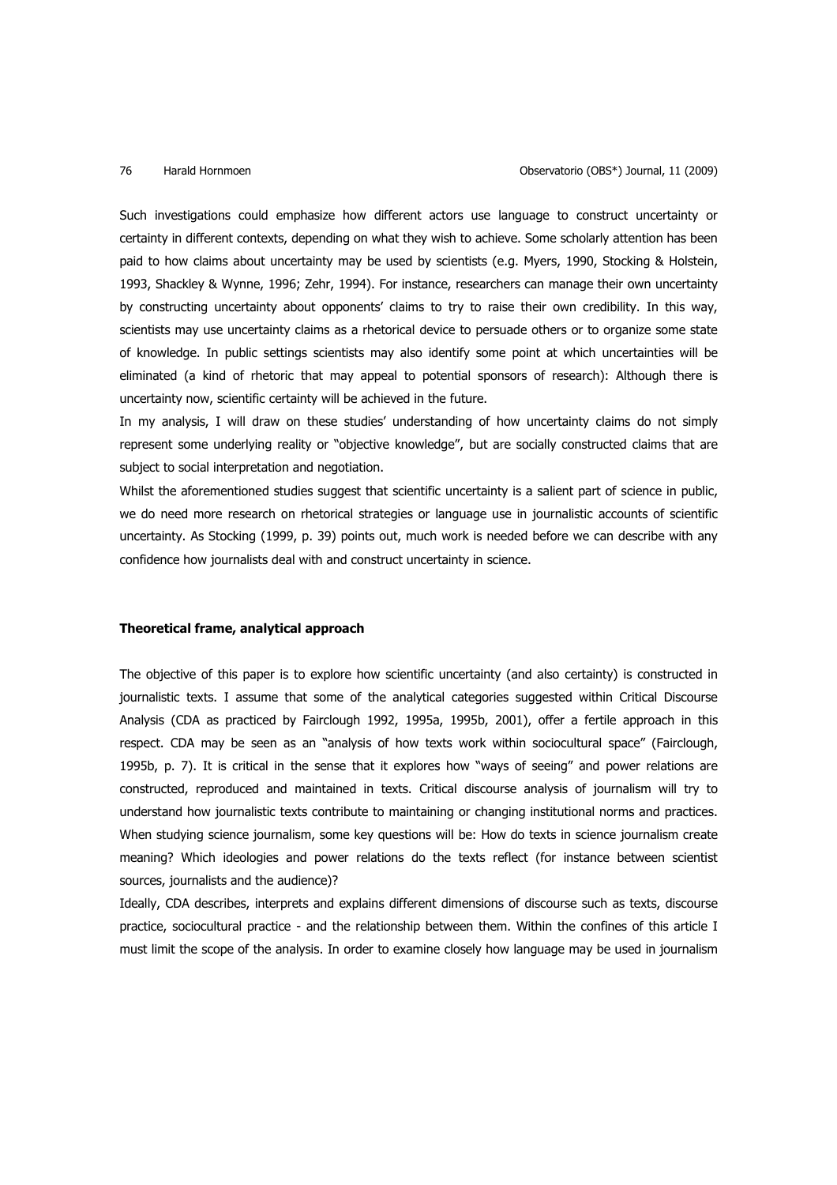Such investigations could emphasize how different actors use language to construct uncertainty or certainty in different contexts, depending on what they wish to achieve. Some scholarly attention has been paid to how claims about uncertainty may be used by scientists (e.g. Myers, 1990, Stocking & Holstein, 1993, Shackley & Wynne, 1996; Zehr, 1994). For instance, researchers can manage their own uncertainty by constructing uncertainty about opponents' claims to try to raise their own credibility. In this way, scientists may use uncertainty claims as a rhetorical device to persuade others or to organize some state of knowledge. In public settings scientists may also identify some point at which uncertainties will be eliminated (a kind of rhetoric that may appeal to potential sponsors of research): Although there is uncertainty now, scientific certainty will be achieved in the future.

In my analysis, I will draw on these studies' understanding of how uncertainty claims do not simply represent some underlying reality or "objective knowledge", but are socially constructed claims that are subject to social interpretation and negotiation.

Whilst the aforementioned studies suggest that scientific uncertainty is a salient part of science in public, we do need more research on rhetorical strategies or language use in journalistic accounts of scientific uncertainty. As Stocking (1999, p. 39) points out, much work is needed before we can describe with any confidence how journalists deal with and construct uncertainty in science.

**Theoretical frame, analytical approach**

The objective of this paper is to explore how scientific uncertainty (and also certainty) is constructed in journalistic texts. I assume that some of the analytical categories suggested within Critical Discourse Analysis (CDA as practiced by Fairclough 1992, 1995a, 1995b, 2001), offer a fertile approach in this respect. CDA may be seen as an "analysis of how texts work within sociocultural space" (Fairclough, 1995b, p. 7). It is critical in the sense that it explores how "ways of seeing" and power relations are constructed, reproduced and maintained in texts. Critical discourse analysis of journalism will try to understand how journalistic texts contribute to maintaining or changing institutional norms and practices. When studying science journalism, some key questions will be: How do texts in science journalism create meaning? Which ideologies and power relations do the texts reflect (for instance between scientist sources, journalists and the audience)?

Ideally, CDA describes, interprets and explains different dimensions of discourse such as texts, discourse practice, sociocultural practice - and the relationship between them. Within the confines of this article I must limit the scope of the analysis. In order to examine closely how language may be used in journalism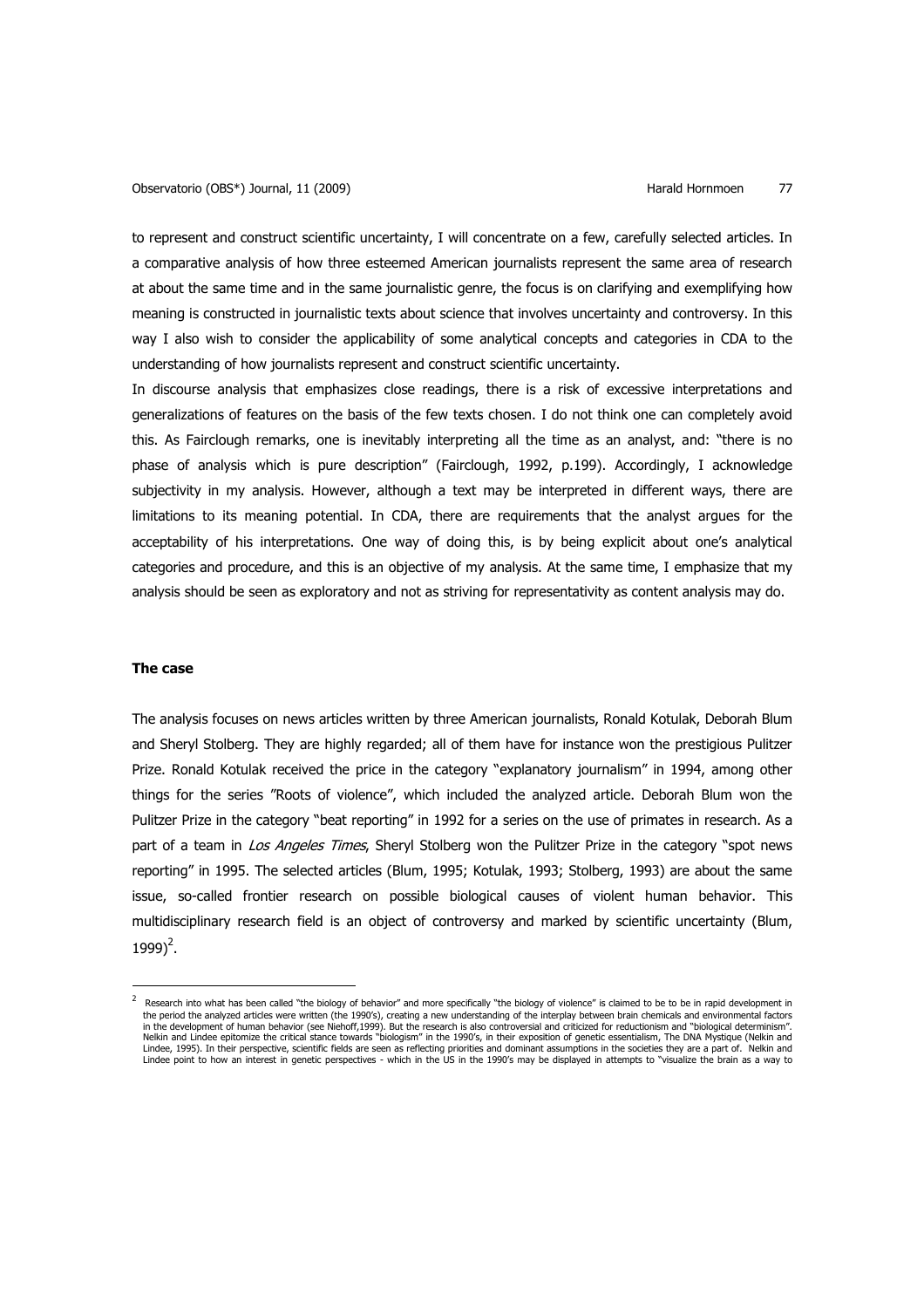to represent and construct scientific uncertainty, I will concentrate on a few, carefully selected articles. In a comparative analysis of how three esteemed American journalists represent the same area of research at about the same time and in the same journalistic genre, the focus is on clarifying and exemplifying how meaning is constructed in journalistic texts about science that involves uncertainty and controversy. In this way I also wish to consider the applicability of some analytical concepts and categories in CDA to the understanding of how journalists represent and construct scientific uncertainty.

In discourse analysis that emphasizes close readings, there is a risk of excessive interpretations and generalizations of features on the basis of the few texts chosen. I do not think one can completely avoid this. As Fairclough remarks, one is inevitably interpreting all the time as an analyst, and: "there is no phase of analysis which is pure description" (Fairclough, 1992, p.199). Accordingly, I acknowledge subjectivity in my analysis. However, although a text may be interpreted in different ways, there are limitations to its meaning potential. In CDA, there are requirements that the analyst argues for the acceptability of his interpretations. One way of doing this, is by being explicit about one's analytical categories and procedure, and this is an objective of my analysis. At the same time, I emphasize that my analysis should be seen as exploratory and not as striving for representativity as content analysis may do.

## The case

The analysis focuses on news articles written by three American journalists, Ronald Kotulak, Deborah Blum and Sheryl Stolberg. They are highly regarded; all of them have for instance won the prestigious Pulitzer Prize. Ronald Kotulak received the price in the category "explanatory journalism" in 1994, among other things for the series "Roots of violence", which included the analyzed article. Deborah Blum won the Pulitzer Prize in the category "beat reporting" in 1992 for a series on the use of primates in research. As a part of a team in *Los Angeles Times*, Sheryl Stolberg won the Pulitzer Prize in the category "spot news reporting" in 1995. The selected articles (Blum, 1995; Kotulak, 1993; Stolberg, 1993) are about the same issue, so-called frontier research on possible biological causes of violent human behavior. This multidisciplinary research field is an object of controversy and marked by scientific uncertainty (Blum, 1999)[2].

---

[2] Research into what has been called "the biology of behavior" and more specifically "the biology of violence" is claimed to be to be in rapid development in the period the analyzed articles were written (the 1990's), creating a new understanding of the interplay between brain chemicals and environmental factors in the development of human behavior (see Niehoff,1999). But the research is also controversial and criticized for reductionism and "biological determinism". Nelkin and Lindee epitomize the critical stance towards "biologism" in the 1990's, in their exposition of genetic essentialism, The DNA Mystique (Nelkin and Lindee, 1995). In their perspective, scientific fields are seen as reflecting priorities and dominant assumptions in the societies they are a part of. Nelkin and Lindee point to how an interest in genetic perspectives - which in the US in the 1990's may be displayed in attempts to "visualize the brain as a way to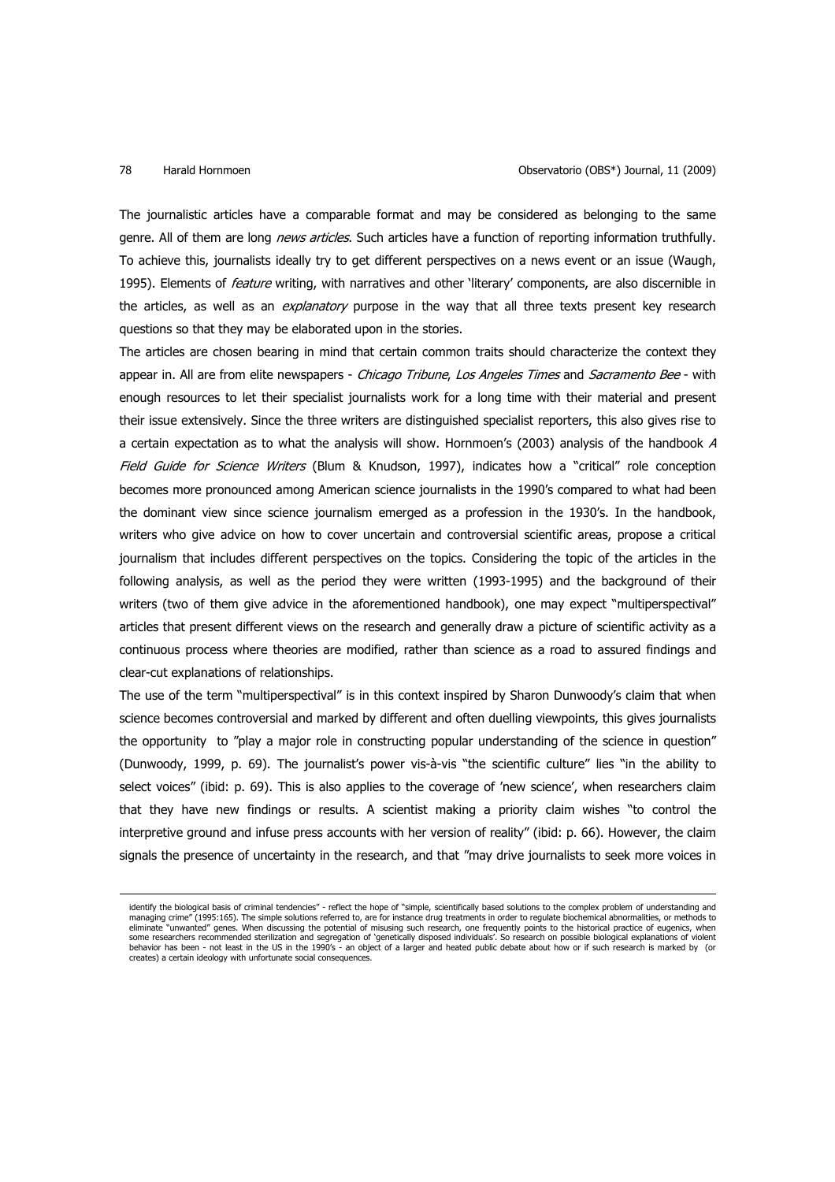The journalistic articles have a comparable format and may be considered as belonging to the same genre. All of them are long *news articles*. Such articles have a function of reporting information truthfully. To achieve this, journalists ideally try to get different perspectives on a news event or an issue (Waugh, 1995). Elements of *feature* writing, with narratives and other 'literary' components, are also discernible in the articles, as well as an *explanatory* purpose in the way that all three texts present key research questions so that they may be elaborated upon in the stories.

The articles are chosen bearing in mind that certain common traits should characterize the context they appear in. All are from elite newspapers - *Chicago Tribune*, *Los Angeles Times* and *Sacramento Bee* - with enough resources to let their specialist journalists work for a long time with their material and present their issue extensively. Since the three writers are distinguished specialist reporters, this also gives rise to a certain expectation as to what the analysis will show. Hornmoen's (2003) analysis of the handbook *A Field Guide for Science Writers* (Blum & Knudson, 1997), indicates how a "critical" role conception becomes more pronounced among American science journalists in the 1990's compared to what had been the dominant view since science journalism emerged as a profession in the 1930's. In the handbook, writers who give advice on how to cover uncertain and controversial scientific areas, propose a critical journalism that includes different perspectives on the topics. Considering the topic of the articles in the following analysis, as well as the period they were written (1993-1995) and the background of their writers (two of them give advice in the aforementioned handbook), one may expect "multiperspectival" articles that present different views on the research and generally draw a picture of scientific activity as a continuous process where theories are modified, rather than science as a road to assured findings and clear-cut explanations of relationships.

The use of the term "multiperspectival" is in this context inspired by Sharon Dunwoody's claim that when science becomes controversial and marked by different and often duelling viewpoints, this gives journalists the opportunity to "play a major role in constructing popular understanding of the science in question" (Dunwoody, 1999, p. 69). The journalist's power vis-à-vis "the scientific culture" lies "in the ability to select voices" (ibid: p. 69). This is also applies to the coverage of 'new science', when researchers claim that they have new findings or results. A scientist making a priority claim wishes "to control the interpretive ground and infuse press accounts with her version of reality" (ibid: p. 66). However, the claim signals the presence of uncertainty in the research, and that "may drive journalists to seek more voices in

identify the biological basis of criminal tendencies" - reflect the hope of "simple, scientifically based solutions to the complex problem of understanding and managing crime" (1995:165). The simple solutions referred to, are for instance drug treatments in order to regulate biochemical abnormalities, or methods to eliminate "unwanted" genes. When discussing the potential of misusing such research, one frequently points to the historical practice of eugenics, when some researchers recommended sterilization and segregation of 'genetically disposed individuals'. So research on possible biological explanations of violent behavior has been - not least in the US in the 1990's - an object of a larger and heated public debate about how or if such research is marked by (or creates) a certain ideology with unfortunate social consequences.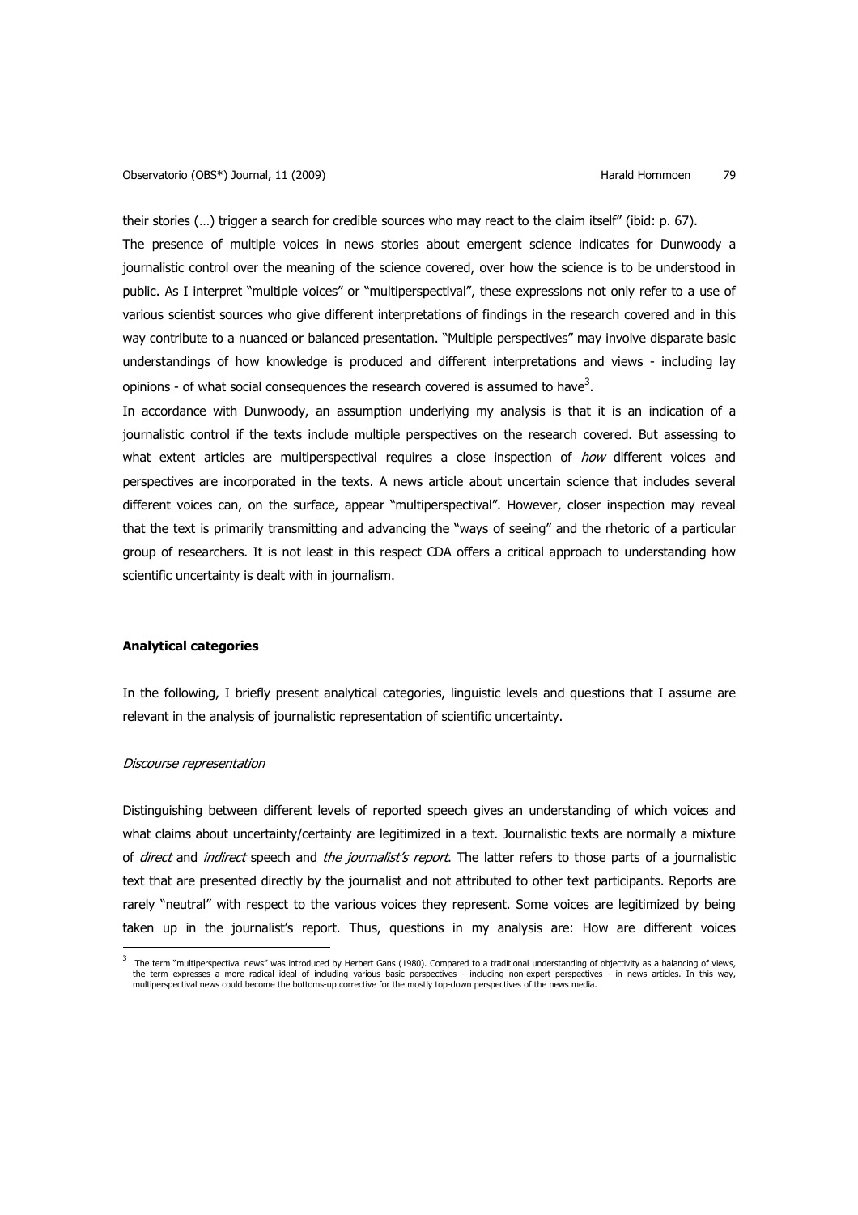their stories (…) trigger a search for credible sources who may react to the claim itself" (ibid: p. 67).

The presence of multiple voices in news stories about emergent science indicates for Dunwoody a journalistic control over the meaning of the science covered, over how the science is to be understood in public. As I interpret "multiple voices" or "multiperspectival", these expressions not only refer to a use of various scientist sources who give different interpretations of findings in the research covered and in this way contribute to a nuanced or balanced presentation. "Multiple perspectives" may involve disparate basic understandings of how knowledge is produced and different interpretations and views - including lay opinions - of what social consequences the research covered is assumed to have[3].

In accordance with Dunwoody, an assumption underlying my analysis is that it is an indication of a journalistic control if the texts include multiple perspectives on the research covered. But assessing to what extent articles are multiperspectival requires a close inspection of *how* different voices and perspectives are incorporated in the texts. A news article about uncertain science that includes several different voices can, on the surface, appear "multiperspectival". However, closer inspection may reveal that the text is primarily transmitting and advancing the "ways of seeing" and the rhetoric of a particular group of researchers. It is not least in this respect CDA offers a critical approach to understanding how scientific uncertainty is dealt with in journalism.

## Analytical categories

In the following, I briefly present analytical categories, linguistic levels and questions that I assume are relevant in the analysis of journalistic representation of scientific uncertainty.

### *Discourse representation*

Distinguishing between different levels of reported speech gives an understanding of which voices and what claims about uncertainty/certainty are legitimized in a text. Journalistic texts are normally a mixture of *direct* and *indirect* speech and *the journalist's report*. The latter refers to those parts of a journalistic text that are presented directly by the journalist and not attributed to other text participants. Reports are rarely "neutral" with respect to the various voices they represent. Some voices are legitimized by being taken up in the journalist's report. Thus, questions in my analysis are: How are different voices

[3] The term "multiperspectival news" was introduced by Herbert Gans (1980). Compared to a traditional understanding of objectivity as a balancing of views, the term expresses a more radical ideal of including various basic perspectives - including non-expert perspectives - in news articles. In this way, multiperspectival news could become the bottoms-up corrective for the mostly top-down perspectives of the news media.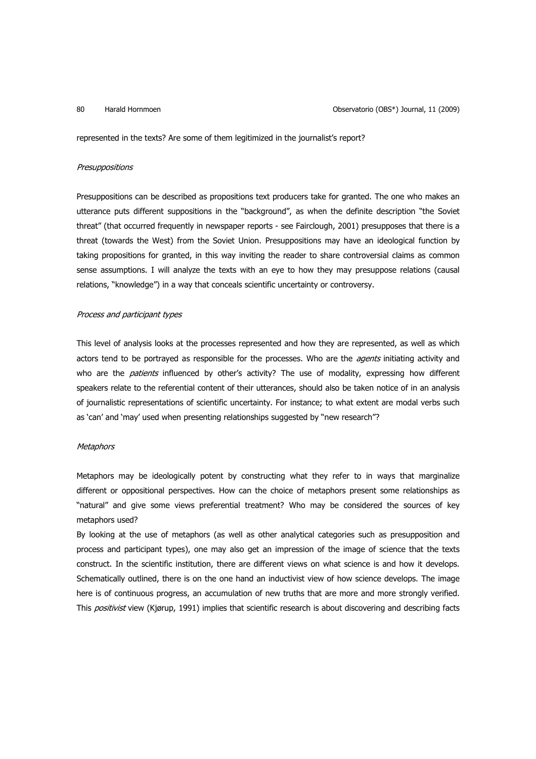represented in the texts? Are some of them legitimized in the journalist's report?

*Presuppositions*

Presuppositions can be described as propositions text producers take for granted. The one who makes an utterance puts different suppositions in the "background", as when the definite description "the Soviet threat" (that occurred frequently in newspaper reports - see Fairclough, 2001) presupposes that there is a threat (towards the West) from the Soviet Union. Presuppositions may have an ideological function by taking propositions for granted, in this way inviting the reader to share controversial claims as common sense assumptions. I will analyze the texts with an eye to how they may presuppose relations (causal relations, "knowledge") in a way that conceals scientific uncertainty or controversy.

*Process and participant types*

This level of analysis looks at the processes represented and how they are represented, as well as which actors tend to be portrayed as responsible for the processes. Who are the *agents* initiating activity and who are the *patients* influenced by other's activity? The use of modality, expressing how different speakers relate to the referential content of their utterances, should also be taken notice of in an analysis of journalistic representations of scientific uncertainty. For instance; to what extent are modal verbs such as 'can' and 'may' used when presenting relationships suggested by "new research"?

*Metaphors*

Metaphors may be ideologically potent by constructing what they refer to in ways that marginalize different or oppositional perspectives. How can the choice of metaphors present some relationships as "natural" and give some views preferential treatment? Who may be considered the sources of key metaphors used?

By looking at the use of metaphors (as well as other analytical categories such as presupposition and process and participant types), one may also get an impression of the image of science that the texts construct. In the scientific institution, there are different views on what science is and how it develops. Schematically outlined, there is on the one hand an inductivist view of how science develops. The image here is of continuous progress, an accumulation of new truths that are more and more strongly verified. This *positivist* view (Kjørup, 1991) implies that scientific research is about discovering and describing facts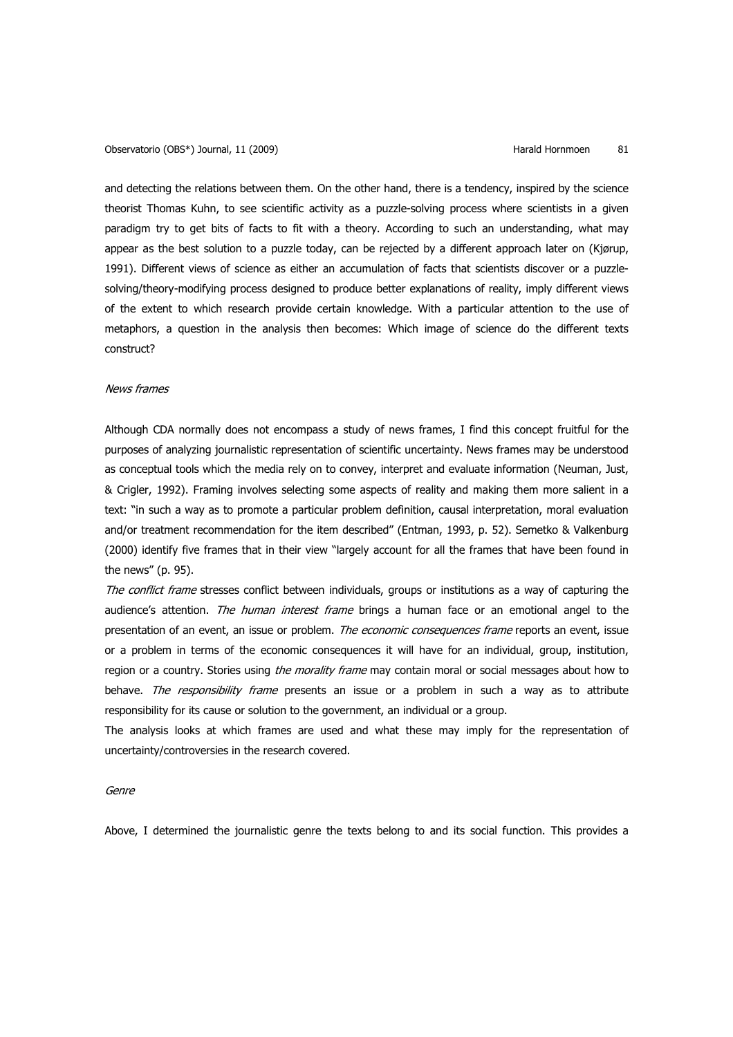and detecting the relations between them. On the other hand, there is a tendency, inspired by the science theorist Thomas Kuhn, to see scientific activity as a puzzle-solving process where scientists in a given paradigm try to get bits of facts to fit with a theory. According to such an understanding, what may appear as the best solution to a puzzle today, can be rejected by a different approach later on (Kjørup, 1991). Different views of science as either an accumulation of facts that scientists discover or a puzzle-solving/theory-modifying process designed to produce better explanations of reality, imply different views of the extent to which research provide certain knowledge. With a particular attention to the use of metaphors, a question in the analysis then becomes: Which image of science do the different texts construct?

*News frames*

Although CDA normally does not encompass a study of news frames, I find this concept fruitful for the purposes of analyzing journalistic representation of scientific uncertainty. News frames may be understood as conceptual tools which the media rely on to convey, interpret and evaluate information (Neuman, Just, & Crigler, 1992). Framing involves selecting some aspects of reality and making them more salient in a text: "in such a way as to promote a particular problem definition, causal interpretation, moral evaluation and/or treatment recommendation for the item described" (Entman, 1993, p. 52). Semetko & Valkenburg (2000) identify five frames that in their view "largely account for all the frames that have been found in the news" (p. 95).

*The conflict frame* stresses conflict between individuals, groups or institutions as a way of capturing the audience's attention. *The human interest frame* brings a human face or an emotional angel to the presentation of an event, an issue or problem. *The economic consequences frame* reports an event, issue or a problem in terms of the economic consequences it will have for an individual, group, institution, region or a country. Stories using *the morality frame* may contain moral or social messages about how to behave. *The responsibility frame* presents an issue or a problem in such a way as to attribute responsibility for its cause or solution to the government, an individual or a group.

The analysis looks at which frames are used and what these may imply for the representation of uncertainty/controversies in the research covered.

*Genre*

Above, I determined the journalistic genre the texts belong to and its social function. This provides a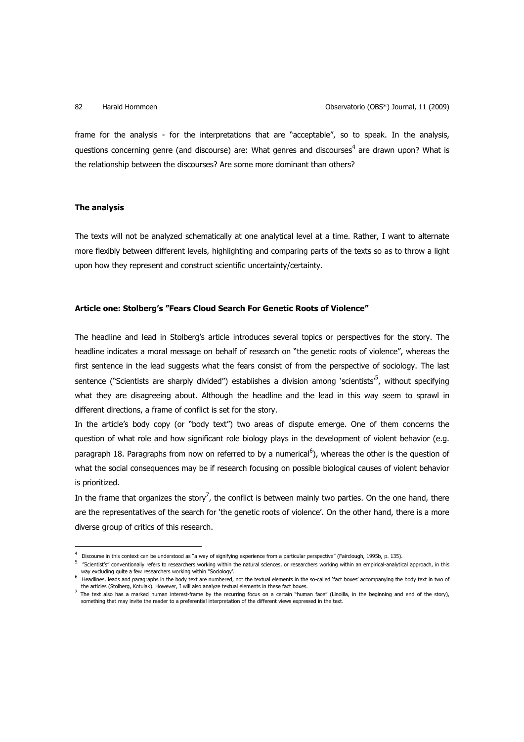frame for the analysis - for the interpretations that are "acceptable", so to speak. In the analysis, questions concerning genre (and discourse) are: What genres and discourses[4] are drawn upon? What is the relationship between the discourses? Are some more dominant than others?

## The analysis

The texts will not be analyzed schematically at one analytical level at a time. Rather, I want to alternate more flexibly between different levels, highlighting and comparing parts of the texts so as to throw a light upon how they represent and construct scientific uncertainty/certainty.

## Article one: Stolberg's "Fears Cloud Search For Genetic Roots of Violence"

The headline and lead in Stolberg's article introduces several topics or perspectives for the story. The headline indicates a moral message on behalf of research on "the genetic roots of violence", whereas the first sentence in the lead suggests what the fears consist of from the perspective of sociology. The last sentence ("Scientists are sharply divided") establishes a division among 'scientists'[5], without specifying what they are disagreeing about. Although the headline and the lead in this way seem to sprawl in different directions, a frame of conflict is set for the story.

In the article's body copy (or "body text") two areas of dispute emerge. One of them concerns the question of what role and how significant role biology plays in the development of violent behavior (e.g. paragraph 18. Paragraphs from now on referred to by a numerical[6]), whereas the other is the question of what the social consequences may be if research focusing on possible biological causes of violent behavior is prioritized.

In the frame that organizes the story[7], the conflict is between mainly two parties. On the one hand, there are the representatives of the search for 'the genetic roots of violence'. On the other hand, there is a more diverse group of critics of this research.

---

[4] Discourse in this context can be understood as "a way of signifying experience from a particular perspective" (Fairclough, 1995b, p. 135).

[5] "Scientist's" conventionally refers to researchers working within the natural sciences, or researchers working within an empirical-analytical approach, in this way excluding quite a few researchers working within "Sociology'.

[6] Headlines, leads and paragraphs in the body text are numbered, not the textual elements in the so-called 'fact boxes' accompanying the body text in two of the articles (Stolberg, Kotulak). However, I will also analyze textual elements in these fact boxes.

[7] The text also has a marked human interest-frame by the recurring focus on a certain "human face" (Linoilla, in the beginning and end of the story), something that may invite the reader to a preferential interpretation of the different views expressed in the text.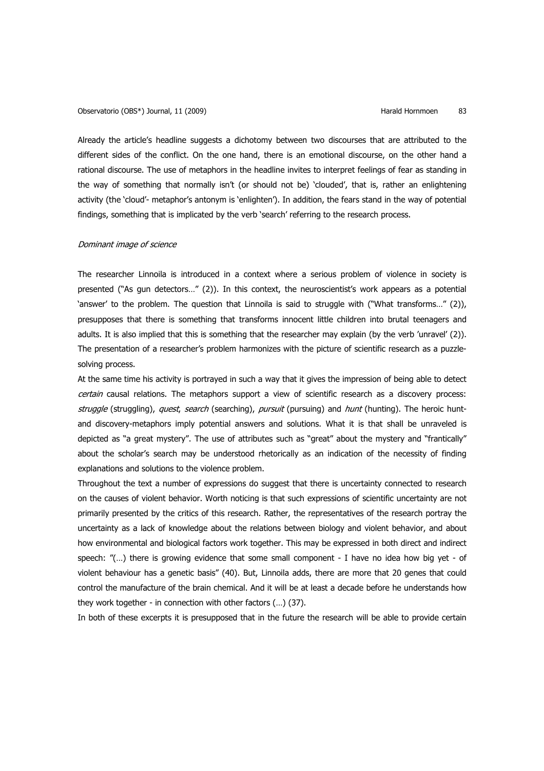Already the article's headline suggests a dichotomy between two discourses that are attributed to the different sides of the conflict. On the one hand, there is an emotional discourse, on the other hand a rational discourse. The use of metaphors in the headline invites to interpret feelings of fear as standing in the way of something that normally isn't (or should not be) 'clouded', that is, rather an enlightening activity (the 'cloud'- metaphor's antonym is 'enlighten'). In addition, the fears stand in the way of potential findings, something that is implicated by the verb 'search' referring to the research process.

*Dominant image of science*

The researcher Linnoila is introduced in a context where a serious problem of violence in society is presented ("As gun detectors…" (2)). In this context, the neuroscientist's work appears as a potential 'answer' to the problem. The question that Linnoila is said to struggle with ("What transforms…" (2)), presupposes that there is something that transforms innocent little children into brutal teenagers and adults. It is also implied that this is something that the researcher may explain (by the verb 'unravel' (2)). The presentation of a researcher's problem harmonizes with the picture of scientific research as a puzzle-solving process.

At the same time his activity is portrayed in such a way that it gives the impression of being able to detect *certain* causal relations. The metaphors support a view of scientific research as a discovery process: *struggle* (struggling), *quest*, *search* (searching), *pursuit* (pursuing) and *hunt* (hunting). The heroic hunt- and discovery-metaphors imply potential answers and solutions. What it is that shall be unraveled is depicted as "a great mystery". The use of attributes such as "great" about the mystery and "frantically" about the scholar's search may be understood rhetorically as an indication of the necessity of finding explanations and solutions to the violence problem.

Throughout the text a number of expressions do suggest that there is uncertainty connected to research on the causes of violent behavior. Worth noticing is that such expressions of scientific uncertainty are not primarily presented by the critics of this research. Rather, the representatives of the research portray the uncertainty as a lack of knowledge about the relations between biology and violent behavior, and about how environmental and biological factors work together. This may be expressed in both direct and indirect speech: "(…) there is growing evidence that some small component - I have no idea how big yet - of violent behaviour has a genetic basis" (40). But, Linnoila adds, there are more that 20 genes that could control the manufacture of the brain chemical. And it will be at least a decade before he understands how they work together - in connection with other factors (…) (37).

In both of these excerpts it is presupposed that in the future the research will be able to provide certain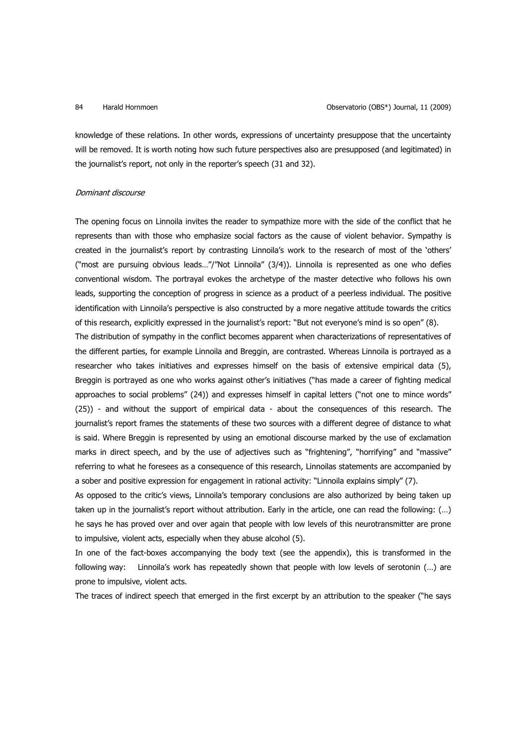knowledge of these relations. In other words, expressions of uncertainty presuppose that the uncertainty will be removed. It is worth noting how such future perspectives also are presupposed (and legitimated) in the journalist's report, not only in the reporter's speech (31 and 32).

*Dominant discourse*

The opening focus on Linnoila invites the reader to sympathize more with the side of the conflict that he represents than with those who emphasize social factors as the cause of violent behavior. Sympathy is created in the journalist's report by contrasting Linnoila's work to the research of most of the 'others' ("most are pursuing obvious leads…"/"Not Linnoila" (3/4)). Linnoila is represented as one who defies conventional wisdom. The portrayal evokes the archetype of the master detective who follows his own leads, supporting the conception of progress in science as a product of a peerless individual. The positive identification with Linnoila's perspective is also constructed by a more negative attitude towards the critics of this research, explicitly expressed in the journalist's report: "But not everyone's mind is so open" (8).

The distribution of sympathy in the conflict becomes apparent when characterizations of representatives of the different parties, for example Linnoila and Breggin, are contrasted. Whereas Linnoila is portrayed as a researcher who takes initiatives and expresses himself on the basis of extensive empirical data (5), Breggin is portrayed as one who works against other's initiatives ("has made a career of fighting medical approaches to social problems" (24)) and expresses himself in capital letters ("not one to mince words" (25)) - and without the support of empirical data - about the consequences of this research. The journalist's report frames the statements of these two sources with a different degree of distance to what is said. Where Breggin is represented by using an emotional discourse marked by the use of exclamation marks in direct speech, and by the use of adjectives such as "frightening", "horrifying" and "massive" referring to what he foresees as a consequence of this research, Linnoilas statements are accompanied by a sober and positive expression for engagement in rational activity: "Linnoila explains simply" (7).

As opposed to the critic's views, Linnoila's temporary conclusions are also authorized by being taken up taken up in the journalist's report without attribution. Early in the article, one can read the following: (…) he says he has proved over and over again that people with low levels of this neurotransmitter are prone to impulsive, violent acts, especially when they abuse alcohol (5).

In one of the fact-boxes accompanying the body text (see the appendix), this is transformed in the following way: Linnoila's work has repeatedly shown that people with low levels of serotonin (…) are prone to impulsive, violent acts.

The traces of indirect speech that emerged in the first excerpt by an attribution to the speaker ("he says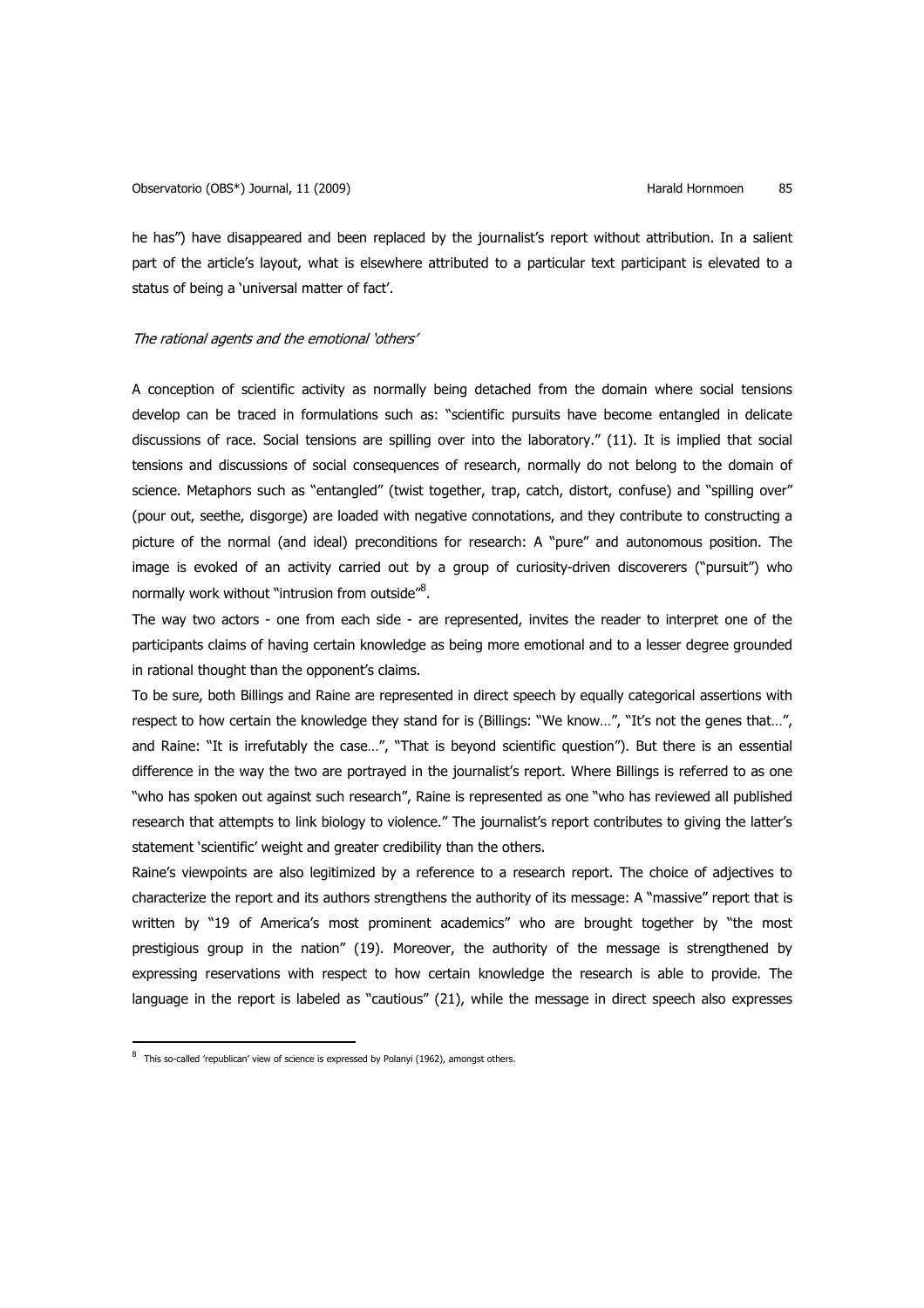he has") have disappeared and been replaced by the journalist's report without attribution. In a salient part of the article's layout, what is elsewhere attributed to a particular text participant is elevated to a status of being a 'universal matter of fact'.

### *The rational agents and the emotional 'others'*

A conception of scientific activity as normally being detached from the domain where social tensions develop can be traced in formulations such as: "scientific pursuits have become entangled in delicate discussions of race. Social tensions are spilling over into the laboratory." (11). It is implied that social tensions and discussions of social consequences of research, normally do not belong to the domain of science. Metaphors such as "entangled" (twist together, trap, catch, distort, confuse) and "spilling over" (pour out, seethe, disgorge) are loaded with negative connotations, and they contribute to constructing a picture of the normal (and ideal) preconditions for research: A "pure" and autonomous position. The image is evoked of an activity carried out by a group of curiosity-driven discoverers ("pursuit") who normally work without "intrusion from outside"[8].

The way two actors - one from each side - are represented, invites the reader to interpret one of the participants claims of having certain knowledge as being more emotional and to a lesser degree grounded in rational thought than the opponent's claims.

To be sure, both Billings and Raine are represented in direct speech by equally categorical assertions with respect to how certain the knowledge they stand for is (Billings: "We know…", "It's not the genes that…", and Raine: "It is irrefutably the case…", "That is beyond scientific question"). But there is an essential difference in the way the two are portrayed in the journalist's report. Where Billings is referred to as one "who has spoken out against such research", Raine is represented as one "who has reviewed all published research that attempts to link biology to violence." The journalist's report contributes to giving the latter's statement 'scientific' weight and greater credibility than the others.

Raine's viewpoints are also legitimized by a reference to a research report. The choice of adjectives to characterize the report and its authors strengthens the authority of its message: A "massive" report that is written by "19 of America's most prominent academics" who are brought together by "the most prestigious group in the nation" (19). Moreover, the authority of the message is strengthened by expressing reservations with respect to how certain knowledge the research is able to provide. The language in the report is labeled as "cautious" (21), while the message in direct speech also expresses

[8] This so-called 'republican' view of science is expressed by Polanyi (1962), amongst others.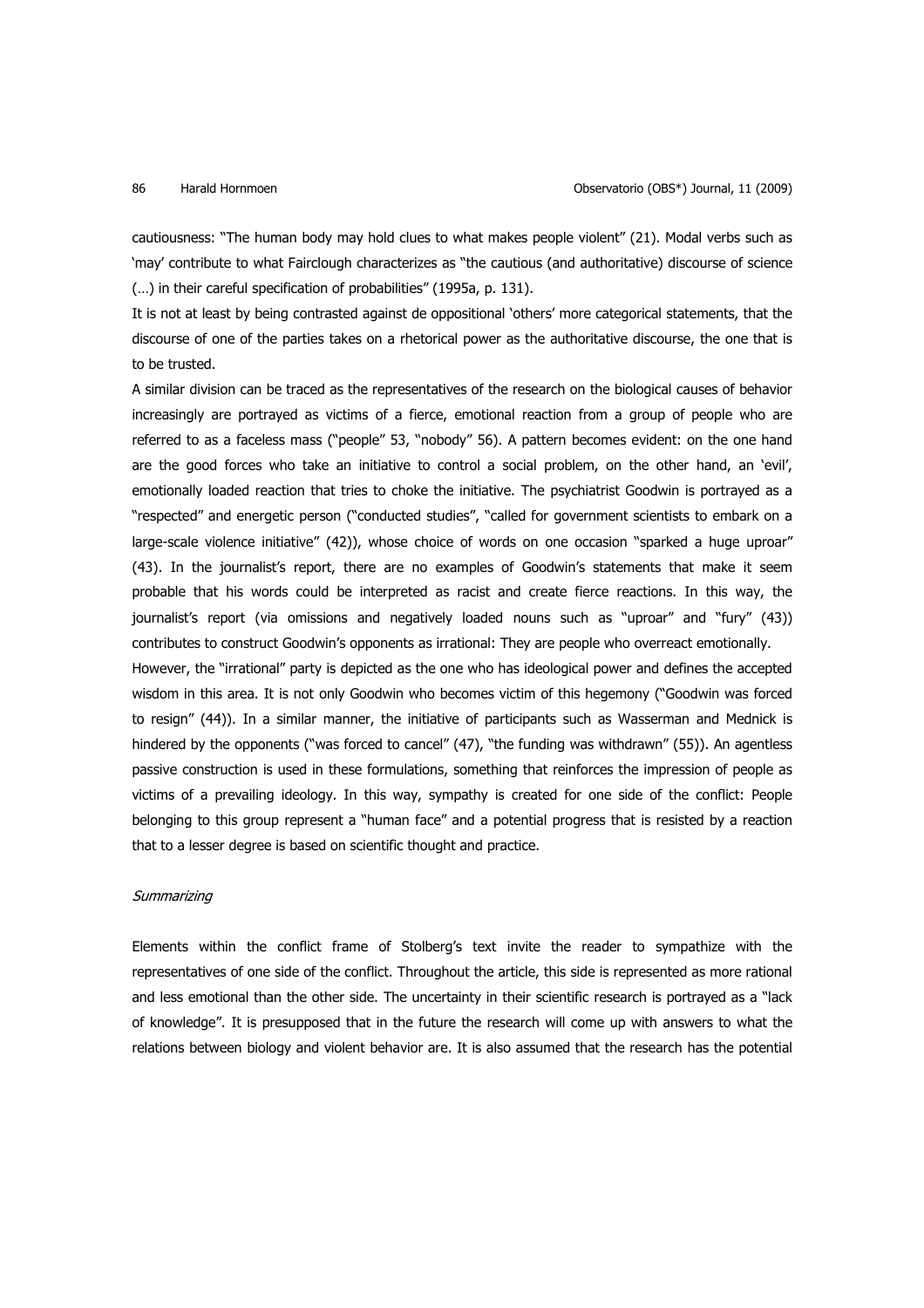cautiousness: "The human body may hold clues to what makes people violent" (21). Modal verbs such as 'may' contribute to what Fairclough characterizes as "the cautious (and authoritative) discourse of science (…) in their careful specification of probabilities" (1995a, p. 131).

It is not at least by being contrasted against de oppositional 'others' more categorical statements, that the discourse of one of the parties takes on a rhetorical power as the authoritative discourse, the one that is to be trusted.

A similar division can be traced as the representatives of the research on the biological causes of behavior increasingly are portrayed as victims of a fierce, emotional reaction from a group of people who are referred to as a faceless mass ("people" 53, "nobody" 56). A pattern becomes evident: on the one hand are the good forces who take an initiative to control a social problem, on the other hand, an 'evil', emotionally loaded reaction that tries to choke the initiative. The psychiatrist Goodwin is portrayed as a "respected" and energetic person ("conducted studies", "called for government scientists to embark on a large-scale violence initiative" (42)), whose choice of words on one occasion "sparked a huge uproar" (43). In the journalist's report, there are no examples of Goodwin's statements that make it seem probable that his words could be interpreted as racist and create fierce reactions. In this way, the journalist's report (via omissions and negatively loaded nouns such as "uproar" and "fury" (43)) contributes to construct Goodwin's opponents as irrational: They are people who overreact emotionally.

However, the "irrational" party is depicted as the one who has ideological power and defines the accepted wisdom in this area. It is not only Goodwin who becomes victim of this hegemony ("Goodwin was forced to resign" (44)). In a similar manner, the initiative of participants such as Wasserman and Mednick is hindered by the opponents ("was forced to cancel" (47), "the funding was withdrawn" (55)). An agentless passive construction is used in these formulations, something that reinforces the impression of people as victims of a prevailing ideology. In this way, sympathy is created for one side of the conflict: People belonging to this group represent a "human face" and a potential progress that is resisted by a reaction that to a lesser degree is based on scientific thought and practice.

*Summarizing*

Elements within the conflict frame of Stolberg's text invite the reader to sympathize with the representatives of one side of the conflict. Throughout the article, this side is represented as more rational and less emotional than the other side. The uncertainty in their scientific research is portrayed as a "lack of knowledge". It is presupposed that in the future the research will come up with answers to what the relations between biology and violent behavior are. It is also assumed that the research has the potential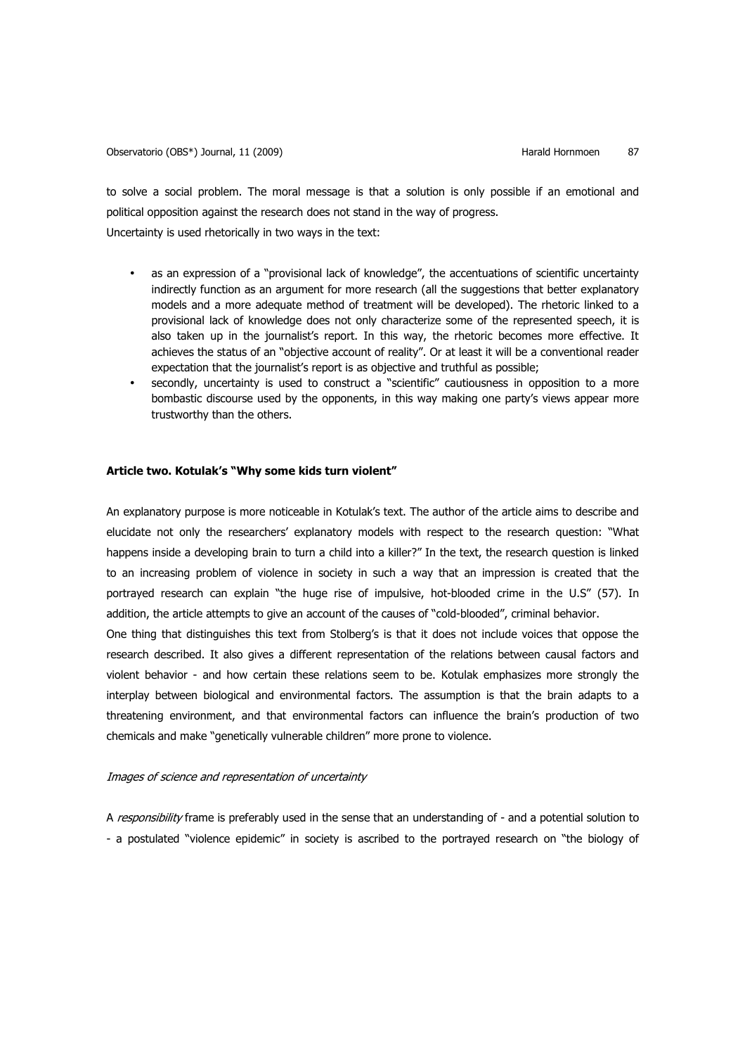to solve a social problem. The moral message is that a solution is only possible if an emotional and political opposition against the research does not stand in the way of progress.

Uncertainty is used rhetorically in two ways in the text:

- as an expression of a "provisional lack of knowledge", the accentuations of scientific uncertainty indirectly function as an argument for more research (all the suggestions that better explanatory models and a more adequate method of treatment will be developed). The rhetoric linked to a provisional lack of knowledge does not only characterize some of the represented speech, it is also taken up in the journalist's report. In this way, the rhetoric becomes more effective. It achieves the status of an "objective account of reality". Or at least it will be a conventional reader expectation that the journalist's report is as objective and truthful as possible;
- secondly, uncertainty is used to construct a "scientific" cautiousness in opposition to a more bombastic discourse used by the opponents, in this way making one party's views appear more trustworthy than the others.

**Article two. Kotulak's "Why some kids turn violent"**

An explanatory purpose is more noticeable in Kotulak's text. The author of the article aims to describe and elucidate not only the researchers' explanatory models with respect to the research question: "What happens inside a developing brain to turn a child into a killer?" In the text, the research question is linked to an increasing problem of violence in society in such a way that an impression is created that the portrayed research can explain "the huge rise of impulsive, hot-blooded crime in the U.S" (57). In addition, the article attempts to give an account of the causes of "cold-blooded", criminal behavior.

One thing that distinguishes this text from Stolberg's is that it does not include voices that oppose the research described. It also gives a different representation of the relations between causal factors and violent behavior - and how certain these relations seem to be. Kotulak emphasizes more strongly the interplay between biological and environmental factors. The assumption is that the brain adapts to a threatening environment, and that environmental factors can influence the brain's production of two chemicals and make "genetically vulnerable children" more prone to violence.

*Images of science and representation of uncertainty*

A *responsibility* frame is preferably used in the sense that an understanding of - and a potential solution to - a postulated "violence epidemic" in society is ascribed to the portrayed research on "the biology of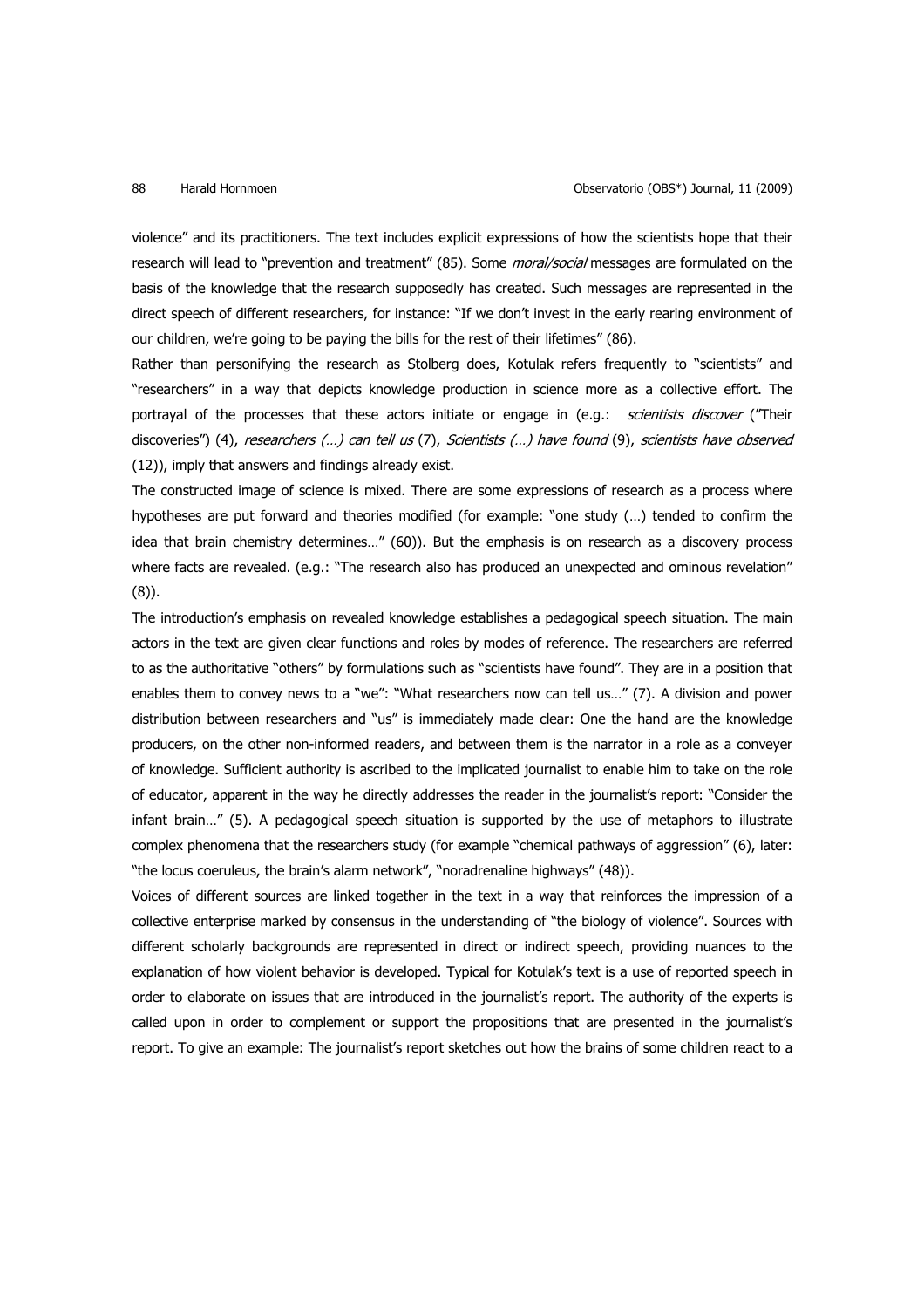violence" and its practitioners. The text includes explicit expressions of how the scientists hope that their research will lead to "prevention and treatment" (85). Some *moral/social* messages are formulated on the basis of the knowledge that the research supposedly has created. Such messages are represented in the direct speech of different researchers, for instance: "If we don't invest in the early rearing environment of our children, we're going to be paying the bills for the rest of their lifetimes" (86).

Rather than personifying the research as Stolberg does, Kotulak refers frequently to "scientists" and "researchers" in a way that depicts knowledge production in science more as a collective effort. The portrayal of the processes that these actors initiate or engage in (e.g.: *scientists discover* ("Their discoveries") (4), *researchers (…) can tell us* (7), *Scientists (…) have found* (9), *scientists have observed* (12)), imply that answers and findings already exist.

The constructed image of science is mixed. There are some expressions of research as a process where hypotheses are put forward and theories modified (for example: "one study (…) tended to confirm the idea that brain chemistry determines…" (60)). But the emphasis is on research as a discovery process where facts are revealed. (e.g.: "The research also has produced an unexpected and ominous revelation" (8)).

The introduction's emphasis on revealed knowledge establishes a pedagogical speech situation. The main actors in the text are given clear functions and roles by modes of reference. The researchers are referred to as the authoritative "others" by formulations such as "scientists have found". They are in a position that enables them to convey news to a "we": "What researchers now can tell us…" (7). A division and power distribution between researchers and "us" is immediately made clear: One the hand are the knowledge producers, on the other non-informed readers, and between them is the narrator in a role as a conveyer of knowledge. Sufficient authority is ascribed to the implicated journalist to enable him to take on the role of educator, apparent in the way he directly addresses the reader in the journalist's report: "Consider the infant brain…" (5). A pedagogical speech situation is supported by the use of metaphors to illustrate complex phenomena that the researchers study (for example "chemical pathways of aggression" (6), later: "the locus coeruleus, the brain's alarm network", "noradrenaline highways" (48)).

Voices of different sources are linked together in the text in a way that reinforces the impression of a collective enterprise marked by consensus in the understanding of "the biology of violence". Sources with different scholarly backgrounds are represented in direct or indirect speech, providing nuances to the explanation of how violent behavior is developed. Typical for Kotulak's text is a use of reported speech in order to elaborate on issues that are introduced in the journalist's report. The authority of the experts is called upon in order to complement or support the propositions that are presented in the journalist's report. To give an example: The journalist's report sketches out how the brains of some children react to a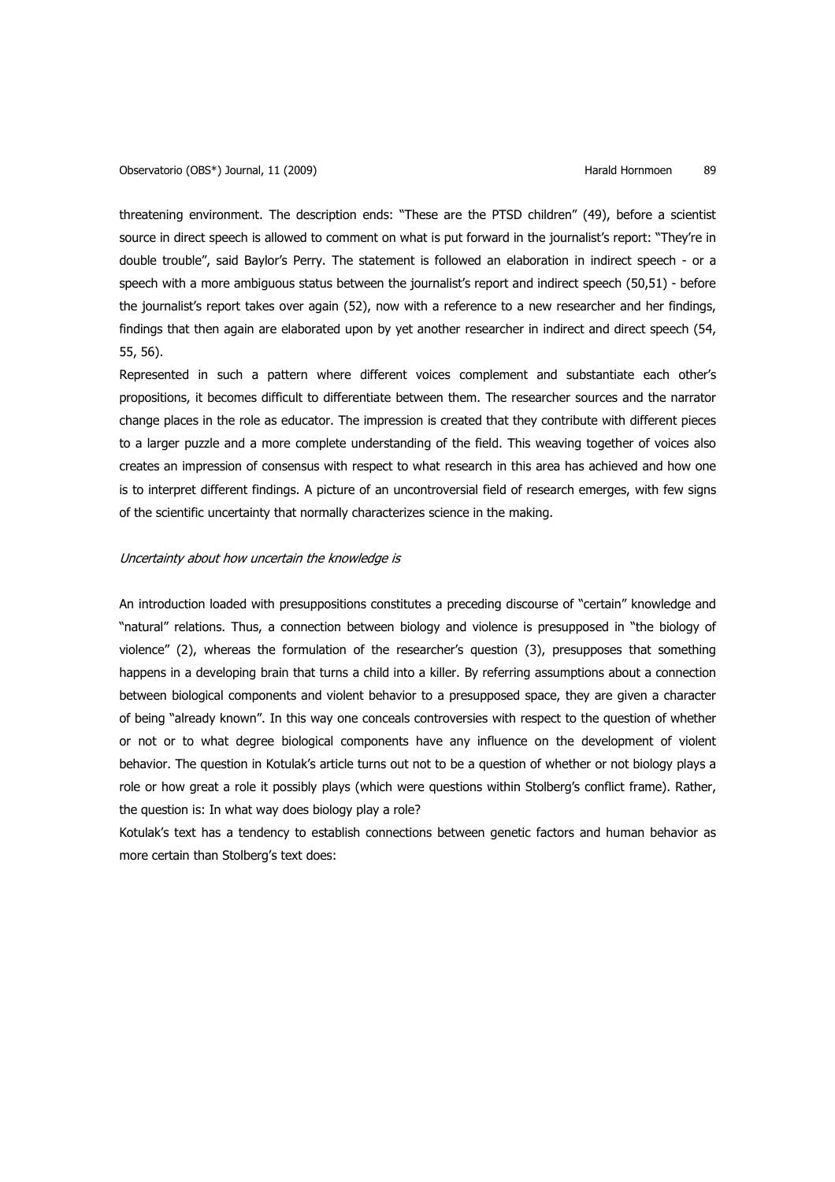threatening environment. The description ends: "These are the PTSD children" (49), before a scientist source in direct speech is allowed to comment on what is put forward in the journalist's report: "They're in double trouble", said Baylor's Perry. The statement is followed an elaboration in indirect speech - or a speech with a more ambiguous status between the journalist's report and indirect speech (50,51) - before the journalist's report takes over again (52), now with a reference to a new researcher and her findings, findings that then again are elaborated upon by yet another researcher in indirect and direct speech (54, 55, 56).

Represented in such a pattern where different voices complement and substantiate each other's propositions, it becomes difficult to differentiate between them. The researcher sources and the narrator change places in the role as educator. The impression is created that they contribute with different pieces to a larger puzzle and a more complete understanding of the field. This weaving together of voices also creates an impression of consensus with respect to what research in this area has achieved and how one is to interpret different findings. A picture of an uncontroversial field of research emerges, with few signs of the scientific uncertainty that normally characterizes science in the making.

*Uncertainty about how uncertain the knowledge is*

An introduction loaded with presuppositions constitutes a preceding discourse of "certain" knowledge and "natural" relations. Thus, a connection between biology and violence is presupposed in "the biology of violence" (2), whereas the formulation of the researcher's question (3), presupposes that something happens in a developing brain that turns a child into a killer. By referring assumptions about a connection between biological components and violent behavior to a presupposed space, they are given a character of being "already known". In this way one conceals controversies with respect to the question of whether or not or to what degree biological components have any influence on the development of violent behavior. The question in Kotulak's article turns out not to be a question of whether or not biology plays a role or how great a role it possibly plays (which were questions within Stolberg's conflict frame). Rather, the question is: In what way does biology play a role?

Kotulak's text has a tendency to establish connections between genetic factors and human behavior as more certain than Stolberg's text does: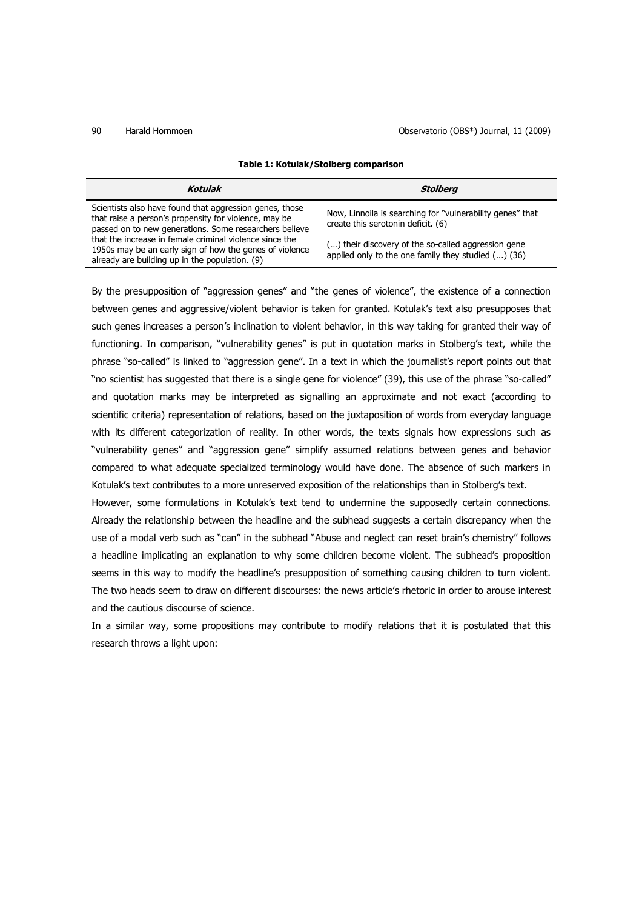**Table 1: Kotulak/Stolberg comparison**

| *Kotulak* | *Stolberg* |
|---|---|
| Scientists also have found that aggression genes, those that raise a person's propensity for violence, may be passed on to new generations. Some researchers believe that the increase in female criminal violence since the 1950s may be an early sign of how the genes of violence already are building up in the population. (9) | Now, Linnoila is searching for "vulnerability genes" that create this serotonin deficit. (6)<br><br>(…) their discovery of the so-called aggression gene applied only to the one family they studied (...) (36) |

By the presupposition of "aggression genes" and "the genes of violence", the existence of a connection between genes and aggressive/violent behavior is taken for granted. Kotulak's text also presupposes that such genes increases a person's inclination to violent behavior, in this way taking for granted their way of functioning. In comparison, "vulnerability genes" is put in quotation marks in Stolberg's text, while the phrase "so-called" is linked to "aggression gene". In a text in which the journalist's report points out that "no scientist has suggested that there is a single gene for violence" (39), this use of the phrase "so-called" and quotation marks may be interpreted as signalling an approximate and not exact (according to scientific criteria) representation of relations, based on the juxtaposition of words from everyday language with its different categorization of reality. In other words, the texts signals how expressions such as "vulnerability genes" and "aggression gene" simplify assumed relations between genes and behavior compared to what adequate specialized terminology would have done. The absence of such markers in Kotulak's text contributes to a more unreserved exposition of the relationships than in Stolberg's text.

However, some formulations in Kotulak's text tend to undermine the supposedly certain connections. Already the relationship between the headline and the subhead suggests a certain discrepancy when the use of a modal verb such as "can" in the subhead "Abuse and neglect can reset brain's chemistry" follows a headline implicating an explanation to why some children become violent. The subhead's proposition seems in this way to modify the headline's presupposition of something causing children to turn violent. The two heads seem to draw on different discourses: the news article's rhetoric in order to arouse interest and the cautious discourse of science.

In a similar way, some propositions may contribute to modify relations that it is postulated that this research throws a light upon: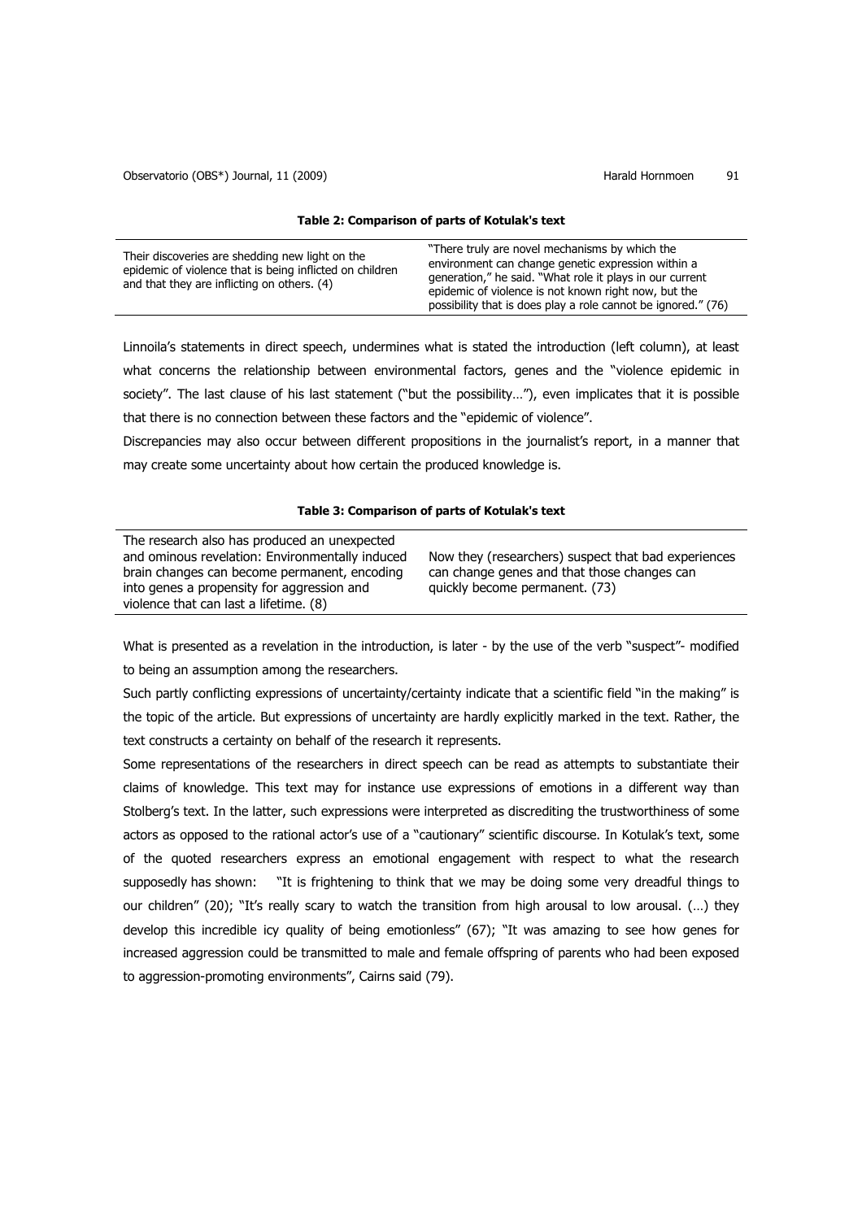**Table 2: Comparison of parts of Kotulak's text**

| | |
|---|---|
| Their discoveries are shedding new light on the epidemic of violence that is being inflicted on children and that they are inflicting on others. (4) | "There truly are novel mechanisms by which the environment can change genetic expression within a generation," he said. "What role it plays in our current epidemic of violence is not known right now, but the possibility that is does play a role cannot be ignored." (76) |

Linnoila's statements in direct speech, undermines what is stated the introduction (left column), at least what concerns the relationship between environmental factors, genes and the "violence epidemic in society". The last clause of his last statement ("but the possibility…"), even implicates that it is possible that there is no connection between these factors and the "epidemic of violence".

Discrepancies may also occur between different propositions in the journalist's report, in a manner that may create some uncertainty about how certain the produced knowledge is.

**Table 3: Comparison of parts of Kotulak's text**

| | |
|---|---|
| The research also has produced an unexpected and ominous revelation: Environmentally induced brain changes can become permanent, encoding into genes a propensity for aggression and violence that can last a lifetime. (8) | Now they (researchers) suspect that bad experiences can change genes and that those changes can quickly become permanent. (73) |

What is presented as a revelation in the introduction, is later - by the use of the verb "suspect"- modified to being an assumption among the researchers.

Such partly conflicting expressions of uncertainty/certainty indicate that a scientific field "in the making" is the topic of the article. But expressions of uncertainty are hardly explicitly marked in the text. Rather, the text constructs a certainty on behalf of the research it represents.

Some representations of the researchers in direct speech can be read as attempts to substantiate their claims of knowledge. This text may for instance use expressions of emotions in a different way than Stolberg's text. In the latter, such expressions were interpreted as discrediting the trustworthiness of some actors as opposed to the rational actor's use of a "cautionary" scientific discourse. In Kotulak's text, some of the quoted researchers express an emotional engagement with respect to what the research supposedly has shown: "It is frightening to think that we may be doing some very dreadful things to our children" (20); "It's really scary to watch the transition from high arousal to low arousal. (…) they develop this incredible icy quality of being emotionless" (67); "It was amazing to see how genes for increased aggression could be transmitted to male and female offspring of parents who had been exposed to aggression-promoting environments", Cairns said (79).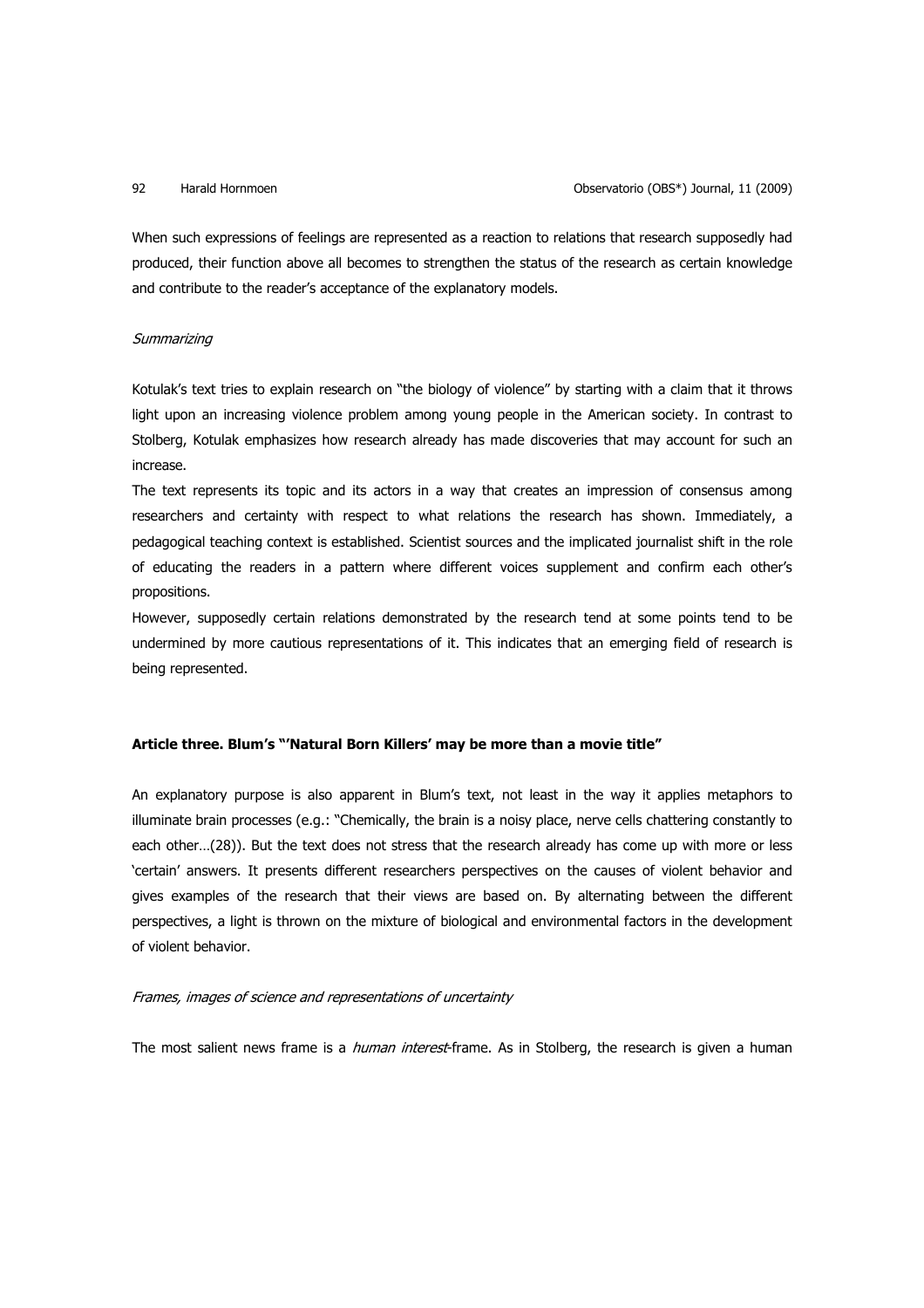When such expressions of feelings are represented as a reaction to relations that research supposedly had produced, their function above all becomes to strengthen the status of the research as certain knowledge and contribute to the reader's acceptance of the explanatory models.

*Summarizing*

Kotulak's text tries to explain research on "the biology of violence" by starting with a claim that it throws light upon an increasing violence problem among young people in the American society. In contrast to Stolberg, Kotulak emphasizes how research already has made discoveries that may account for such an increase.

The text represents its topic and its actors in a way that creates an impression of consensus among researchers and certainty with respect to what relations the research has shown. Immediately, a pedagogical teaching context is established. Scientist sources and the implicated journalist shift in the role of educating the readers in a pattern where different voices supplement and confirm each other's propositions.

However, supposedly certain relations demonstrated by the research tend at some points tend to be undermined by more cautious representations of it. This indicates that an emerging field of research is being represented.

**Article three. Blum's "'Natural Born Killers' may be more than a movie title"**

An explanatory purpose is also apparent in Blum's text, not least in the way it applies metaphors to illuminate brain processes (e.g.: "Chemically, the brain is a noisy place, nerve cells chattering constantly to each other…(28)). But the text does not stress that the research already has come up with more or less 'certain' answers. It presents different researchers perspectives on the causes of violent behavior and gives examples of the research that their views are based on. By alternating between the different perspectives, a light is thrown on the mixture of biological and environmental factors in the development of violent behavior.

*Frames, images of science and representations of uncertainty*

The most salient news frame is a *human interest*-frame. As in Stolberg, the research is given a human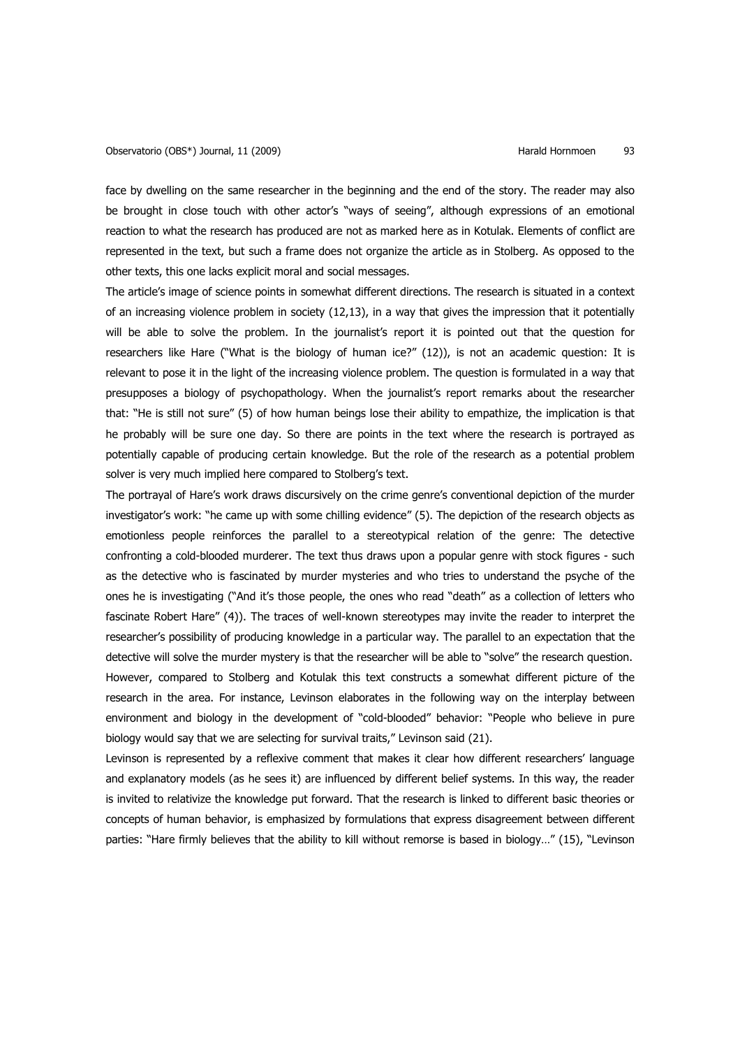face by dwelling on the same researcher in the beginning and the end of the story. The reader may also be brought in close touch with other actor's "ways of seeing", although expressions of an emotional reaction to what the research has produced are not as marked here as in Kotulak. Elements of conflict are represented in the text, but such a frame does not organize the article as in Stolberg. As opposed to the other texts, this one lacks explicit moral and social messages.

The article's image of science points in somewhat different directions. The research is situated in a context of an increasing violence problem in society (12,13), in a way that gives the impression that it potentially will be able to solve the problem. In the journalist's report it is pointed out that the question for researchers like Hare ("What is the biology of human ice?" (12)), is not an academic question: It is relevant to pose it in the light of the increasing violence problem. The question is formulated in a way that presupposes a biology of psychopathology. When the journalist's report remarks about the researcher that: "He is still not sure" (5) of how human beings lose their ability to empathize, the implication is that he probably will be sure one day. So there are points in the text where the research is portrayed as potentially capable of producing certain knowledge. But the role of the research as a potential problem solver is very much implied here compared to Stolberg's text.

The portrayal of Hare's work draws discursively on the crime genre's conventional depiction of the murder investigator's work: "he came up with some chilling evidence" (5). The depiction of the research objects as emotionless people reinforces the parallel to a stereotypical relation of the genre: The detective confronting a cold-blooded murderer. The text thus draws upon a popular genre with stock figures - such as the detective who is fascinated by murder mysteries and who tries to understand the psyche of the ones he is investigating ("And it's those people, the ones who read "death" as a collection of letters who fascinate Robert Hare" (4)). The traces of well-known stereotypes may invite the reader to interpret the researcher's possibility of producing knowledge in a particular way. The parallel to an expectation that the detective will solve the murder mystery is that the researcher will be able to "solve" the research question.

However, compared to Stolberg and Kotulak this text constructs a somewhat different picture of the research in the area. For instance, Levinson elaborates in the following way on the interplay between environment and biology in the development of "cold-blooded" behavior: "People who believe in pure biology would say that we are selecting for survival traits," Levinson said (21).

Levinson is represented by a reflexive comment that makes it clear how different researchers' language and explanatory models (as he sees it) are influenced by different belief systems. In this way, the reader is invited to relativize the knowledge put forward. That the research is linked to different basic theories or concepts of human behavior, is emphasized by formulations that express disagreement between different parties: "Hare firmly believes that the ability to kill without remorse is based in biology…" (15), "Levinson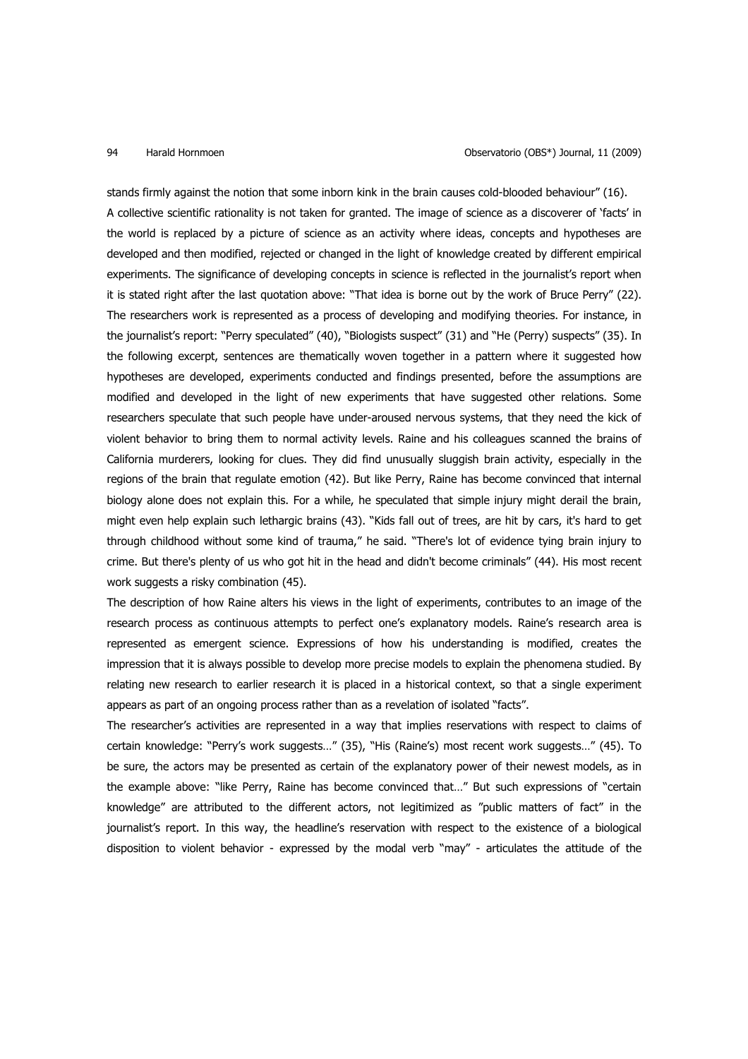stands firmly against the notion that some inborn kink in the brain causes cold-blooded behaviour" (16).

A collective scientific rationality is not taken for granted. The image of science as a discoverer of 'facts' in the world is replaced by a picture of science as an activity where ideas, concepts and hypotheses are developed and then modified, rejected or changed in the light of knowledge created by different empirical experiments. The significance of developing concepts in science is reflected in the journalist's report when it is stated right after the last quotation above: "That idea is borne out by the work of Bruce Perry" (22). The researchers work is represented as a process of developing and modifying theories. For instance, in the journalist's report: "Perry speculated" (40), "Biologists suspect" (31) and "He (Perry) suspects" (35). In the following excerpt, sentences are thematically woven together in a pattern where it suggested how hypotheses are developed, experiments conducted and findings presented, before the assumptions are modified and developed in the light of new experiments that have suggested other relations. Some researchers speculate that such people have under-aroused nervous systems, that they need the kick of violent behavior to bring them to normal activity levels. Raine and his colleagues scanned the brains of California murderers, looking for clues. They did find unusually sluggish brain activity, especially in the regions of the brain that regulate emotion (42). But like Perry, Raine has become convinced that internal biology alone does not explain this. For a while, he speculated that simple injury might derail the brain, might even help explain such lethargic brains (43). "Kids fall out of trees, are hit by cars, it's hard to get through childhood without some kind of trauma," he said. "There's lot of evidence tying brain injury to crime. But there's plenty of us who got hit in the head and didn't become criminals" (44). His most recent work suggests a risky combination (45).

The description of how Raine alters his views in the light of experiments, contributes to an image of the research process as continuous attempts to perfect one's explanatory models. Raine's research area is represented as emergent science. Expressions of how his understanding is modified, creates the impression that it is always possible to develop more precise models to explain the phenomena studied. By relating new research to earlier research it is placed in a historical context, so that a single experiment appears as part of an ongoing process rather than as a revelation of isolated "facts".

The researcher's activities are represented in a way that implies reservations with respect to claims of certain knowledge: "Perry's work suggests…" (35), "His (Raine's) most recent work suggests…" (45). To be sure, the actors may be presented as certain of the explanatory power of their newest models, as in the example above: "like Perry, Raine has become convinced that…" But such expressions of "certain knowledge" are attributed to the different actors, not legitimized as "public matters of fact" in the journalist's report. In this way, the headline's reservation with respect to the existence of a biological disposition to violent behavior - expressed by the modal verb "may" - articulates the attitude of the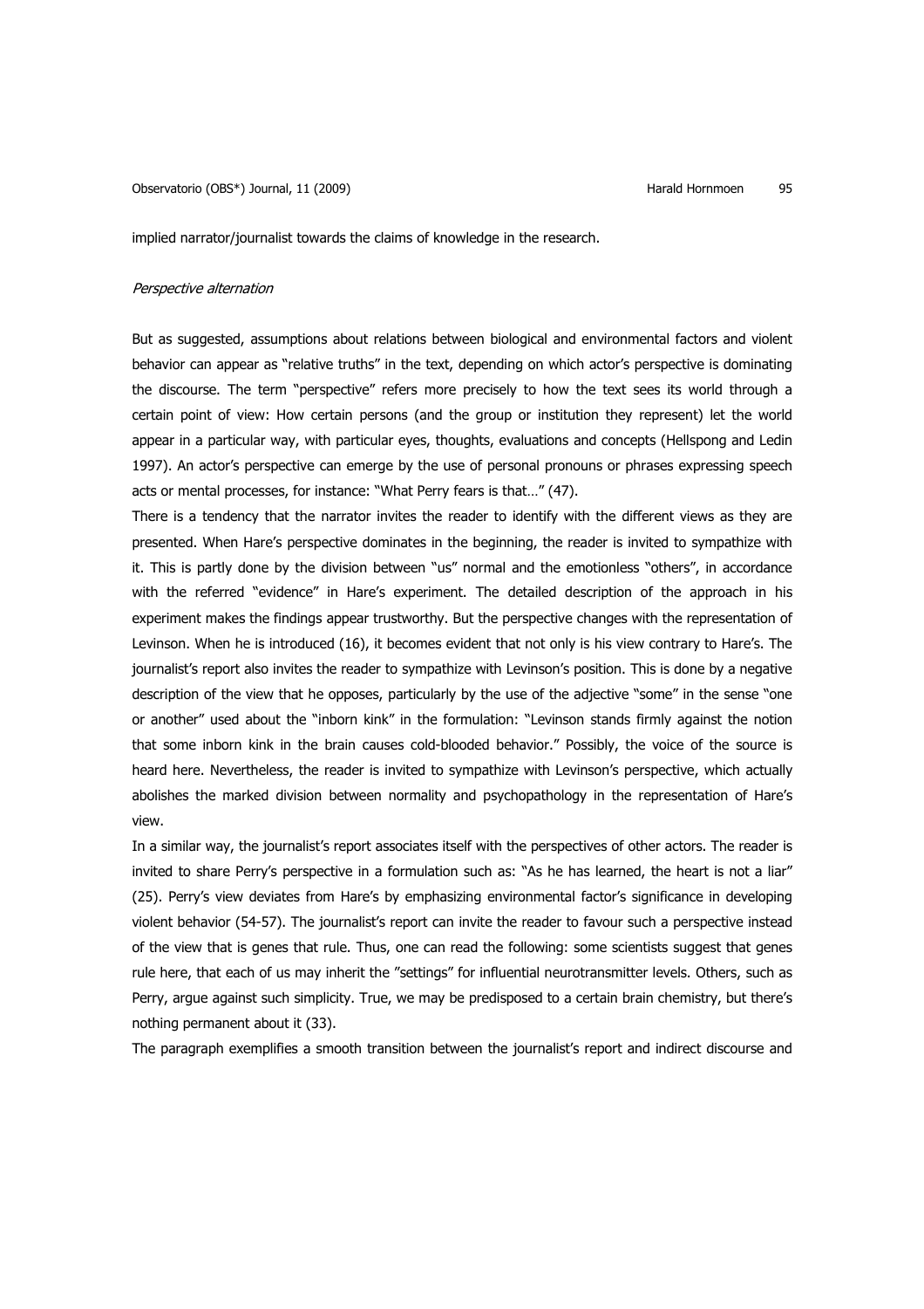implied narrator/journalist towards the claims of knowledge in the research.

*Perspective alternation*

But as suggested, assumptions about relations between biological and environmental factors and violent behavior can appear as "relative truths" in the text, depending on which actor's perspective is dominating the discourse. The term "perspective" refers more precisely to how the text sees its world through a certain point of view: How certain persons (and the group or institution they represent) let the world appear in a particular way, with particular eyes, thoughts, evaluations and concepts (Hellspong and Ledin 1997). An actor's perspective can emerge by the use of personal pronouns or phrases expressing speech acts or mental processes, for instance: "What Perry fears is that…" (47).

There is a tendency that the narrator invites the reader to identify with the different views as they are presented. When Hare's perspective dominates in the beginning, the reader is invited to sympathize with it. This is partly done by the division between "us" normal and the emotionless "others", in accordance with the referred "evidence" in Hare's experiment. The detailed description of the approach in his experiment makes the findings appear trustworthy. But the perspective changes with the representation of Levinson. When he is introduced (16), it becomes evident that not only is his view contrary to Hare's. The journalist's report also invites the reader to sympathize with Levinson's position. This is done by a negative description of the view that he opposes, particularly by the use of the adjective "some" in the sense "one or another" used about the "inborn kink" in the formulation: "Levinson stands firmly against the notion that some inborn kink in the brain causes cold-blooded behavior." Possibly, the voice of the source is heard here. Nevertheless, the reader is invited to sympathize with Levinson's perspective, which actually abolishes the marked division between normality and psychopathology in the representation of Hare's view.

In a similar way, the journalist's report associates itself with the perspectives of other actors. The reader is invited to share Perry's perspective in a formulation such as: "As he has learned, the heart is not a liar" (25). Perry's view deviates from Hare's by emphasizing environmental factor's significance in developing violent behavior (54-57). The journalist's report can invite the reader to favour such a perspective instead of the view that is genes that rule. Thus, one can read the following: some scientists suggest that genes rule here, that each of us may inherit the "settings" for influential neurotransmitter levels. Others, such as Perry, argue against such simplicity. True, we may be predisposed to a certain brain chemistry, but there's nothing permanent about it (33).

The paragraph exemplifies a smooth transition between the journalist's report and indirect discourse and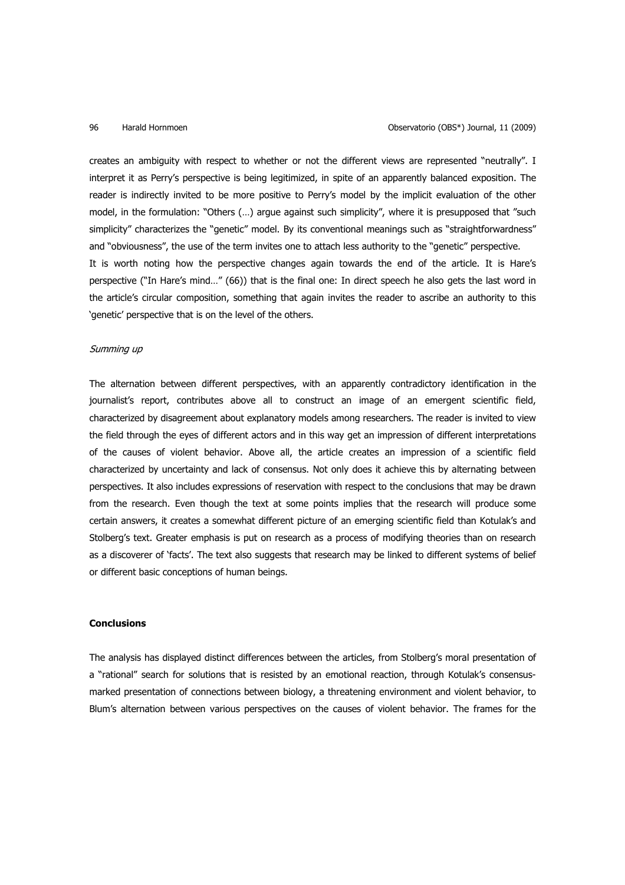creates an ambiguity with respect to whether or not the different views are represented "neutrally". I interpret it as Perry's perspective is being legitimized, in spite of an apparently balanced exposition. The reader is indirectly invited to be more positive to Perry's model by the implicit evaluation of the other model, in the formulation: "Others (…) argue against such simplicity", where it is presupposed that "such simplicity" characterizes the "genetic" model. By its conventional meanings such as "straightforwardness" and "obviousness", the use of the term invites one to attach less authority to the "genetic" perspective.

It is worth noting how the perspective changes again towards the end of the article. It is Hare's perspective ("In Hare's mind…" (66)) that is the final one: In direct speech he also gets the last word in the article's circular composition, something that again invites the reader to ascribe an authority to this 'genetic' perspective that is on the level of the others.

*Summing up*

The alternation between different perspectives, with an apparently contradictory identification in the journalist's report, contributes above all to construct an image of an emergent scientific field, characterized by disagreement about explanatory models among researchers. The reader is invited to view the field through the eyes of different actors and in this way get an impression of different interpretations of the causes of violent behavior. Above all, the article creates an impression of a scientific field characterized by uncertainty and lack of consensus. Not only does it achieve this by alternating between perspectives. It also includes expressions of reservation with respect to the conclusions that may be drawn from the research. Even though the text at some points implies that the research will produce some certain answers, it creates a somewhat different picture of an emerging scientific field than Kotulak's and Stolberg's text. Greater emphasis is put on research as a process of modifying theories than on research as a discoverer of 'facts'. The text also suggests that research may be linked to different systems of belief or different basic conceptions of human beings.

**Conclusions**

The analysis has displayed distinct differences between the articles, from Stolberg's moral presentation of a "rational" search for solutions that is resisted by an emotional reaction, through Kotulak's consensus-marked presentation of connections between biology, a threatening environment and violent behavior, to Blum's alternation between various perspectives on the causes of violent behavior. The frames for the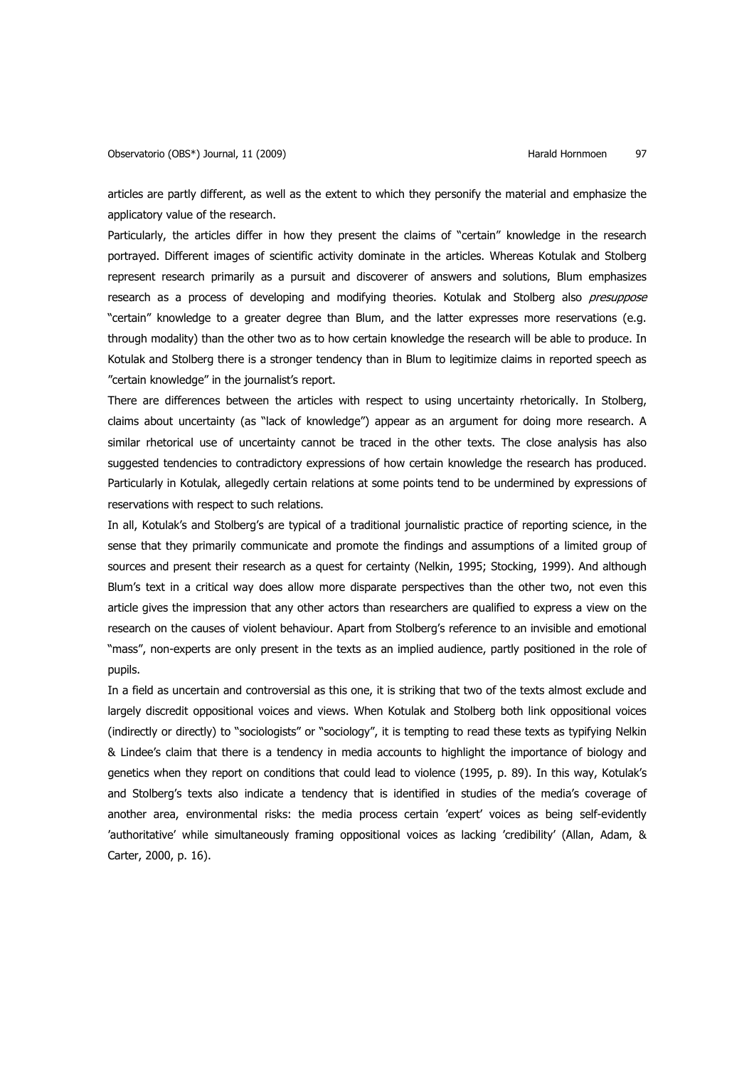articles are partly different, as well as the extent to which they personify the material and emphasize the applicatory value of the research.

Particularly, the articles differ in how they present the claims of "certain" knowledge in the research portrayed. Different images of scientific activity dominate in the articles. Whereas Kotulak and Stolberg represent research primarily as a pursuit and discoverer of answers and solutions, Blum emphasizes research as a process of developing and modifying theories. Kotulak and Stolberg also *presuppose* "certain" knowledge to a greater degree than Blum, and the latter expresses more reservations (e.g. through modality) than the other two as to how certain knowledge the research will be able to produce. In Kotulak and Stolberg there is a stronger tendency than in Blum to legitimize claims in reported speech as "certain knowledge" in the journalist's report.

There are differences between the articles with respect to using uncertainty rhetorically. In Stolberg, claims about uncertainty (as "lack of knowledge") appear as an argument for doing more research. A similar rhetorical use of uncertainty cannot be traced in the other texts. The close analysis has also suggested tendencies to contradictory expressions of how certain knowledge the research has produced. Particularly in Kotulak, allegedly certain relations at some points tend to be undermined by expressions of reservations with respect to such relations.

In all, Kotulak's and Stolberg's are typical of a traditional journalistic practice of reporting science, in the sense that they primarily communicate and promote the findings and assumptions of a limited group of sources and present their research as a quest for certainty (Nelkin, 1995; Stocking, 1999). And although Blum's text in a critical way does allow more disparate perspectives than the other two, not even this article gives the impression that any other actors than researchers are qualified to express a view on the research on the causes of violent behaviour. Apart from Stolberg's reference to an invisible and emotional "mass", non-experts are only present in the texts as an implied audience, partly positioned in the role of pupils.

In a field as uncertain and controversial as this one, it is striking that two of the texts almost exclude and largely discredit oppositional voices and views. When Kotulak and Stolberg both link oppositional voices (indirectly or directly) to "sociologists" or "sociology", it is tempting to read these texts as typifying Nelkin & Lindee's claim that there is a tendency in media accounts to highlight the importance of biology and genetics when they report on conditions that could lead to violence (1995, p. 89). In this way, Kotulak's and Stolberg's texts also indicate a tendency that is identified in studies of the media's coverage of another area, environmental risks: the media process certain 'expert' voices as being self-evidently 'authoritative' while simultaneously framing oppositional voices as lacking 'credibility' (Allan, Adam, & Carter, 2000, p. 16).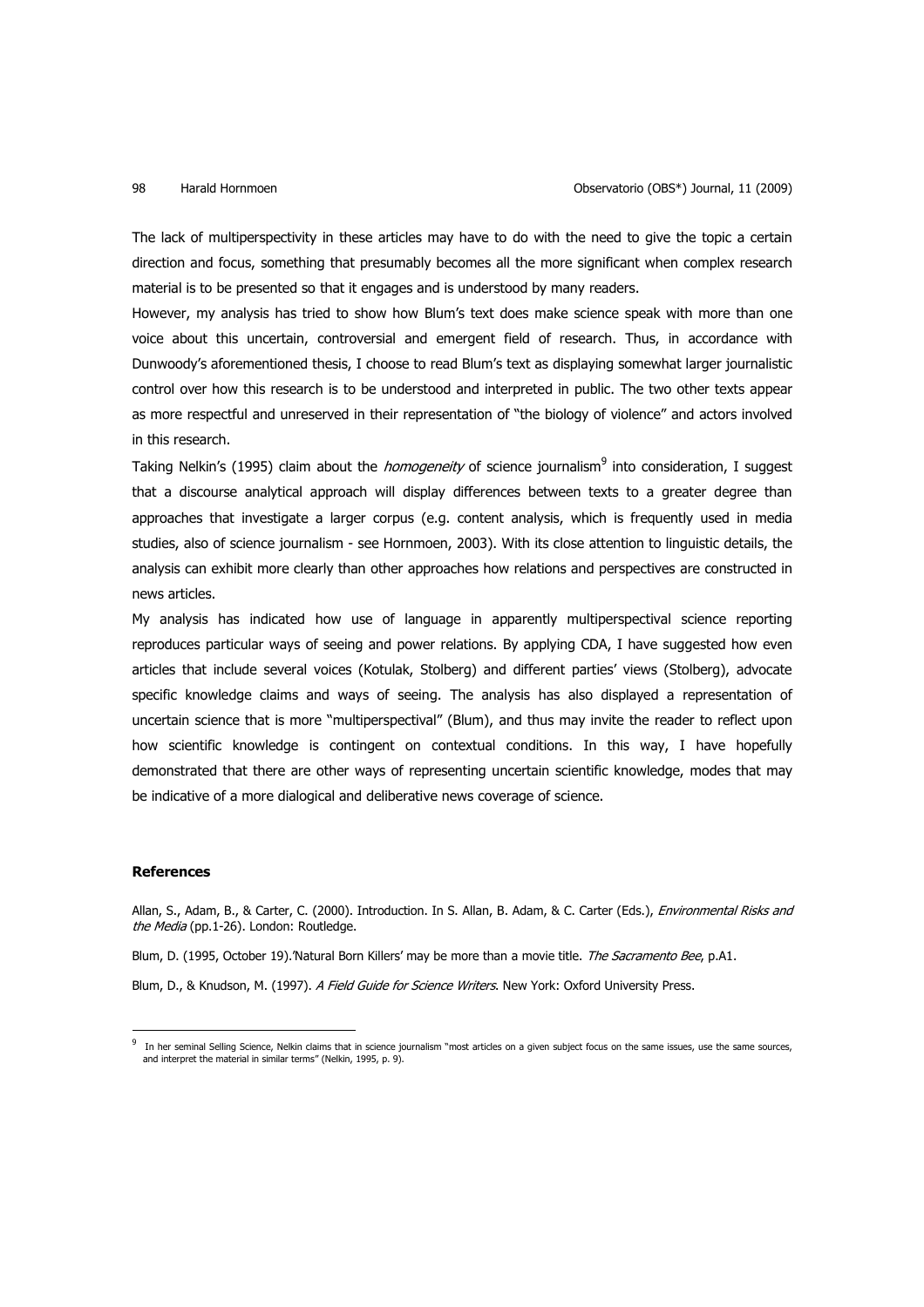The lack of multiperspectivity in these articles may have to do with the need to give the topic a certain direction and focus, something that presumably becomes all the more significant when complex research material is to be presented so that it engages and is understood by many readers.

However, my analysis has tried to show how Blum's text does make science speak with more than one voice about this uncertain, controversial and emergent field of research. Thus, in accordance with Dunwoody's aforementioned thesis, I choose to read Blum's text as displaying somewhat larger journalistic control over how this research is to be understood and interpreted in public. The two other texts appear as more respectful and unreserved in their representation of "the biology of violence" and actors involved in this research.

Taking Nelkin's (1995) claim about the *homogeneity* of science journalism[9] into consideration, I suggest that a discourse analytical approach will display differences between texts to a greater degree than approaches that investigate a larger corpus (e.g. content analysis, which is frequently used in media studies, also of science journalism - see Hornmoen, 2003). With its close attention to linguistic details, the analysis can exhibit more clearly than other approaches how relations and perspectives are constructed in news articles.

My analysis has indicated how use of language in apparently multiperspectival science reporting reproduces particular ways of seeing and power relations. By applying CDA, I have suggested how even articles that include several voices (Kotulak, Stolberg) and different parties' views (Stolberg), advocate specific knowledge claims and ways of seeing. The analysis has also displayed a representation of uncertain science that is more "multiperspectival" (Blum), and thus may invite the reader to reflect upon how scientific knowledge is contingent on contextual conditions. In this way, I have hopefully demonstrated that there are other ways of representing uncertain scientific knowledge, modes that may be indicative of a more dialogical and deliberative news coverage of science.

## References

Allan, S., Adam, B., & Carter, C. (2000). Introduction. In S. Allan, B. Adam, & C. Carter (Eds.), *Environmental Risks and the Media* (pp.1-26). London: Routledge.

Blum, D. (1995, October 19).'Natural Born Killers' may be more than a movie title. *The Sacramento Bee*, p.A1.

Blum, D., & Knudson, M. (1997). *A Field Guide for Science Writers*. New York: Oxford University Press.

[9] In her seminal Selling Science, Nelkin claims that in science journalism "most articles on a given subject focus on the same issues, use the same sources, and interpret the material in similar terms" (Nelkin, 1995, p. 9).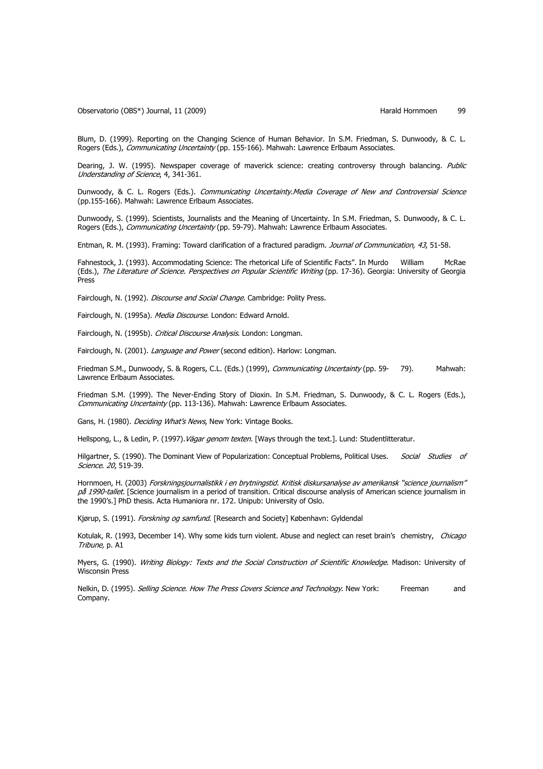Blum, D. (1999). Reporting on the Changing Science of Human Behavior. In S.M. Friedman, S. Dunwoody, & C. L. Rogers (Eds.), *Communicating Uncertainty* (pp. 155-166). Mahwah: Lawrence Erlbaum Associates.

Dearing, J. W. (1995). Newspaper coverage of maverick science: creating controversy through balancing. *Public Understanding of Science*, 4, 341-361.

Dunwoody, & C. L. Rogers (Eds.). *Communicating Uncertainty.Media Coverage of New and Controversial Science* (pp.155-166). Mahwah: Lawrence Erlbaum Associates.

Dunwoody, S. (1999). Scientists, Journalists and the Meaning of Uncertainty. In S.M. Friedman, S. Dunwoody, & C. L. Rogers (Eds.), *Communicating Uncertainty* (pp. 59-79). Mahwah: Lawrence Erlbaum Associates.

Entman, R. M. (1993). Framing: Toward clarification of a fractured paradigm. *Journal of Communication, 43*, 51-58.

Fahnestock, J. (1993). Accommodating Science: The rhetorical Life of Scientific Facts". In Murdo William McRae (Eds.), *The Literature of Science. Perspectives on Popular Scientific Writing* (pp. 17-36). Georgia: University of Georgia Press

Fairclough, N. (1992). *Discourse and Social Change*. Cambridge: Polity Press.

Fairclough, N. (1995a). *Media Discourse*. London: Edward Arnold.

Fairclough, N. (1995b). *Critical Discourse Analysis*. London: Longman.

Fairclough, N. (2001). *Language and Power* (second edition). Harlow: Longman.

Friedman S.M., Dunwoody, S. & Rogers, C.L. (Eds.) (1999), *Communicating Uncertainty* (pp. 59- 79). Mahwah: Lawrence Erlbaum Associates.

Friedman S.M. (1999). The Never-Ending Story of Dioxin. In S.M. Friedman, S. Dunwoody, & C. L. Rogers (Eds.), *Communicating Uncertainty* (pp. 113-136). Mahwah: Lawrence Erlbaum Associates.

Gans, H. (1980). *Deciding What's News*, New York: Vintage Books.

Hellspong, L., & Ledin, P. (1997).*Vägar genom texten.* [Ways through the text.]. Lund: Studentlitteratur.

Hilgartner, S. (1990). The Dominant View of Popularization: Conceptual Problems, Political Uses. *Social Studies of Science*. *20*, 519-39.

Hornmoen, H. (2003) *Forskningsjournalistikk i en brytningstid. Kritisk diskursanalyse av amerikansk "science journalism" på 1990-tallet.* [Science journalism in a period of transition. Critical discourse analysis of American science journalism in the 1990's.] PhD thesis. Acta Humaniora nr. 172. Unipub: University of Oslo.

Kjørup, S. (1991). *Forskning og samfund*. [Research and Society] København: Gyldendal

Kotulak, R. (1993, December 14). Why some kids turn violent. Abuse and neglect can reset brain's chemistry, *Chicago Tribune,* p. A1

Myers, G. (1990). *Writing Biology: Texts and the Social Construction of Scientific Knowledge*. Madison: University of Wisconsin Press

Nelkin, D. (1995). *Selling Science. How The Press Covers Science and Technology*. New York: Freeman and Company.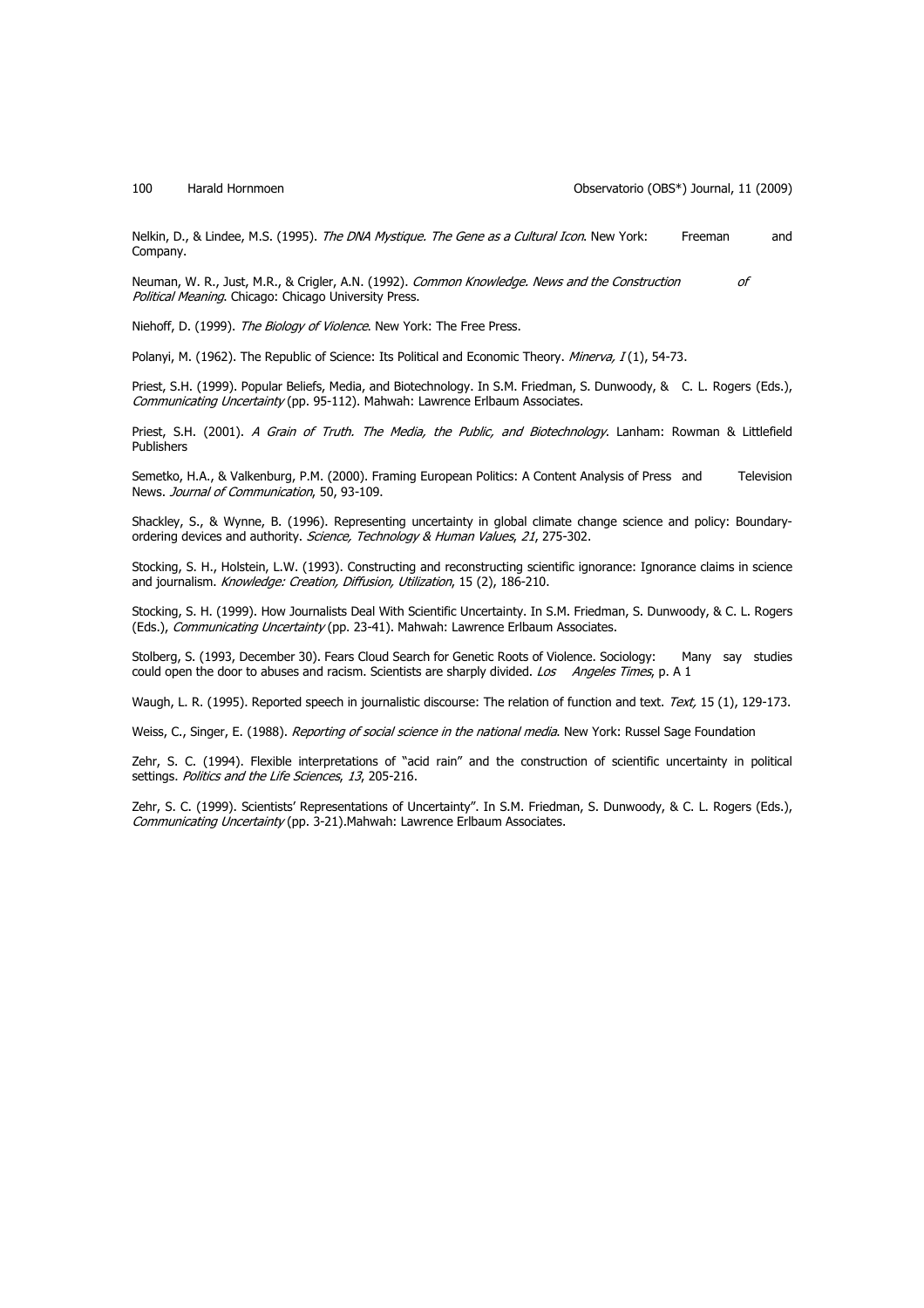Nelkin, D., & Lindee, M.S. (1995). *The DNA Mystique. The Gene as a Cultural Icon*. New York: Freeman and Company.

Neuman, W. R., Just, M.R., & Crigler, A.N. (1992). *Common Knowledge. News and the Construction of Political Meaning*. Chicago: Chicago University Press.

Niehoff, D. (1999). *The Biology of Violence*. New York: The Free Press.

Polanyi, M. (1962). The Republic of Science: Its Political and Economic Theory. *Minerva, I* (1), 54-73.

Priest, S.H. (1999). Popular Beliefs, Media, and Biotechnology. In S.M. Friedman, S. Dunwoody, & C. L. Rogers (Eds.), *Communicating Uncertainty* (pp. 95-112). Mahwah: Lawrence Erlbaum Associates.

Priest, S.H. (2001). *A Grain of Truth. The Media, the Public, and Biotechnology*. Lanham: Rowman & Littlefield Publishers

Semetko, H.A., & Valkenburg, P.M. (2000). Framing European Politics: A Content Analysis of Press and Television News. *Journal of Communication*, 50, 93-109.

Shackley, S., & Wynne, B. (1996). Representing uncertainty in global climate change science and policy: Boundary-ordering devices and authority. *Science, Technology & Human Values*, *21*, 275-302.

Stocking, S. H., Holstein, L.W. (1993). Constructing and reconstructing scientific ignorance: Ignorance claims in science and journalism. *Knowledge: Creation, Diffusion, Utilization*, 15 (2), 186-210.

Stocking, S. H. (1999). How Journalists Deal With Scientific Uncertainty. In S.M. Friedman, S. Dunwoody, & C. L. Rogers (Eds.), *Communicating Uncertainty* (pp. 23-41). Mahwah: Lawrence Erlbaum Associates.

Stolberg, S. (1993, December 30). Fears Cloud Search for Genetic Roots of Violence. Sociology: Many say studies could open the door to abuses and racism. Scientists are sharply divided. *Los Angeles Times*, p. A 1

Waugh, L. R. (1995). Reported speech in journalistic discourse: The relation of function and text. *Text,* 15 (1), 129-173.

Weiss, C., Singer, E. (1988). *Reporting of social science in the national media*. New York: Russel Sage Foundation

Zehr, S. C. (1994). Flexible interpretations of "acid rain" and the construction of scientific uncertainty in political settings. *Politics and the Life Sciences*, *13*, 205-216.

Zehr, S. C. (1999). Scientists' Representations of Uncertainty". In S.M. Friedman, S. Dunwoody, & C. L. Rogers (Eds.), *Communicating Uncertainty* (pp. 3-21).Mahwah: Lawrence Erlbaum Associates.